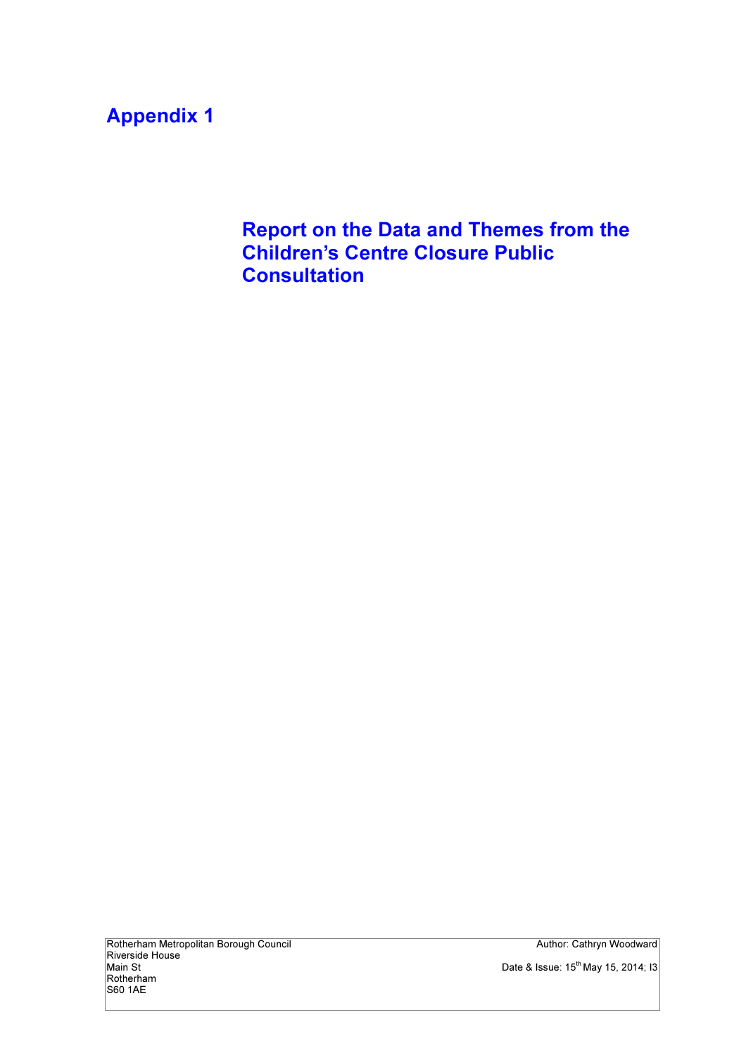# Appendix 1

## Report on the Data and Themes from the Children's Centre Closure Public Consultation

Rotherham Metropolitan Borough Council
Riverside House
Main St
Rotherham
S60 1AE

Author: Cathryn Woodward

Date & Issue: 15th May 15, 2014; I3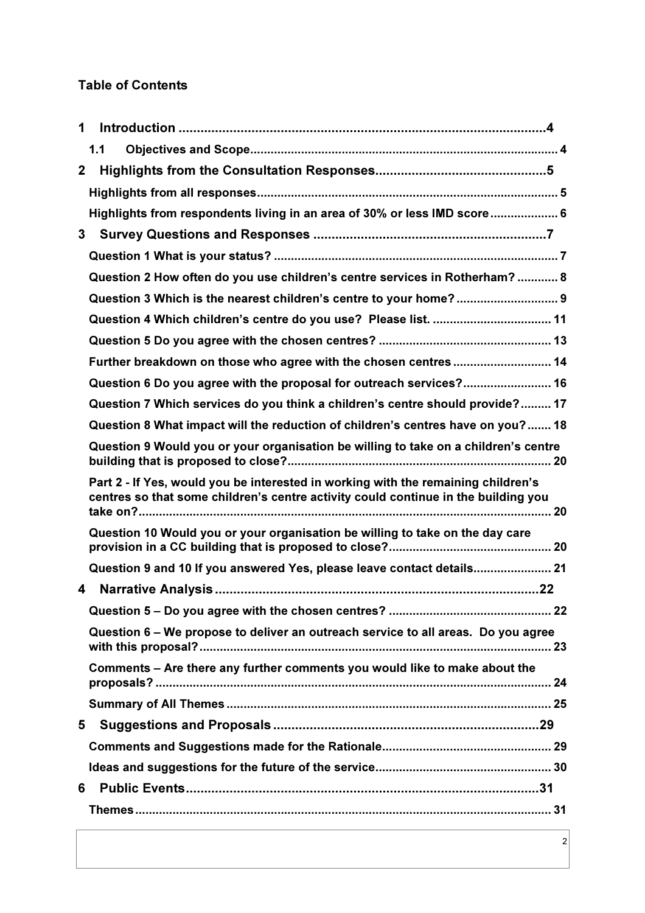## Table of Contents

- **1 Introduction** .......... 4
  - **1.1 Objectives and Scope** .......... 4
- **2 Highlights from the Consultation Responses** .......... 5
  - **Highlights from all responses** .......... 5
  - **Highlights from respondents living in an area of 30% or less IMD score** .......... 6
- **3 Survey Questions and Responses** .......... 7
  - **Question 1 What is your status?** .......... 7
  - **Question 2 How often do you use children's centre services in Rotherham?** .......... 8
  - **Question 3 Which is the nearest children's centre to your home?** .......... 9
  - **Question 4 Which children's centre do you use? Please list.** .......... 11
  - **Question 5 Do you agree with the chosen centres?** .......... 13
  - **Further breakdown on those who agree with the chosen centres** .......... 14
  - **Question 6 Do you agree with the proposal for outreach services?** .......... 16
  - **Question 7 Which services do you think a children's centre should provide?** .......... 17
  - **Question 8 What impact will the reduction of children's centres have on you?** .......... 18
  - **Question 9 Would you or your organisation be willing to take on a children's centre building that is proposed to close?** .......... 20
  - **Part 2 - If Yes, would you be interested in working with the remaining children's centres so that some children's centre activity could continue in the building you take on?** .......... 20
  - **Question 10 Would you or your organisation be willing to take on the day care provision in a CC building that is proposed to close?** .......... 20
  - **Question 9 and 10 If you answered Yes, please leave contact details** .......... 21
- **4 Narrative Analysis** .......... 22
  - **Question 5 – Do you agree with the chosen centres?** .......... 22
  - **Question 6 – We propose to deliver an outreach service to all areas. Do you agree with this proposal?** .......... 23
  - **Comments – Are there any further comments you would like to make about the proposals?** .......... 24
  - **Summary of All Themes** .......... 25
- **5 Suggestions and Proposals** .......... 29
  - **Comments and Suggestions made for the Rationale** .......... 29
  - **Ideas and suggestions for the future of the service** .......... 30
- **6 Public Events** .......... 31
  - **Themes** .......... 31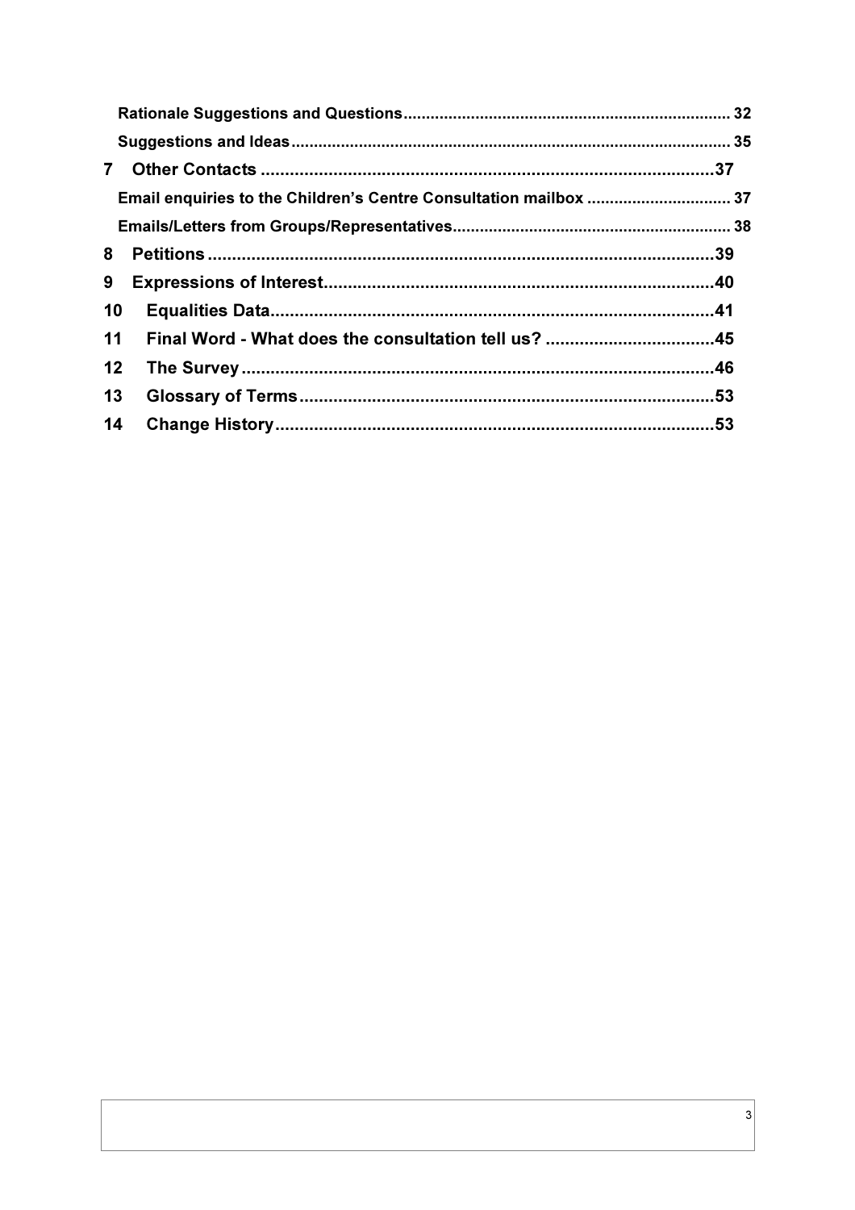Rationale Suggestions and Questions ........................................................................ 32

Suggestions and Ideas ................................................................................................ 35

7 Other Contacts ............................................................................................37

Email enquiries to the Children's Centre Consultation mailbox ............................... 37

Emails/Letters from Groups/Representatives............................................................. 38

8 Petitions ........................................................................................................39

9 Expressions of Interest...............................................................................40

10 Equalities Data...........................................................................................41

11 Final Word - What does the consultation tell us? ..................................45

12 The Survey .................................................................................................46

13 Glossary of Terms......................................................................................53

14 Change History...........................................................................................53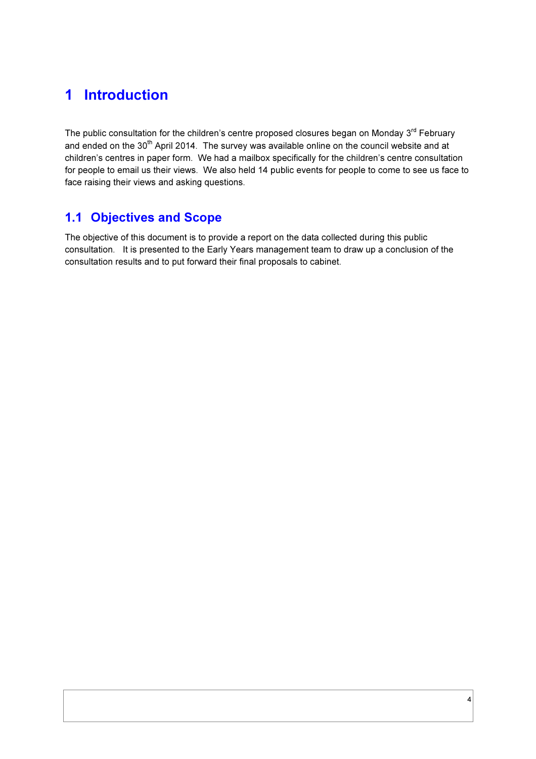# 1 Introduction

The public consultation for the children's centre proposed closures began on Monday 3rd February and ended on the 30th April 2014. The survey was available online on the council website and at children's centres in paper form. We had a mailbox specifically for the children's centre consultation for people to email us their views. We also held 14 public events for people to come to see us face to face raising their views and asking questions.

## 1.1 Objectives and Scope

The objective of this document is to provide a report on the data collected during this public consultation. It is presented to the Early Years management team to draw up a conclusion of the consultation results and to put forward their final proposals to cabinet.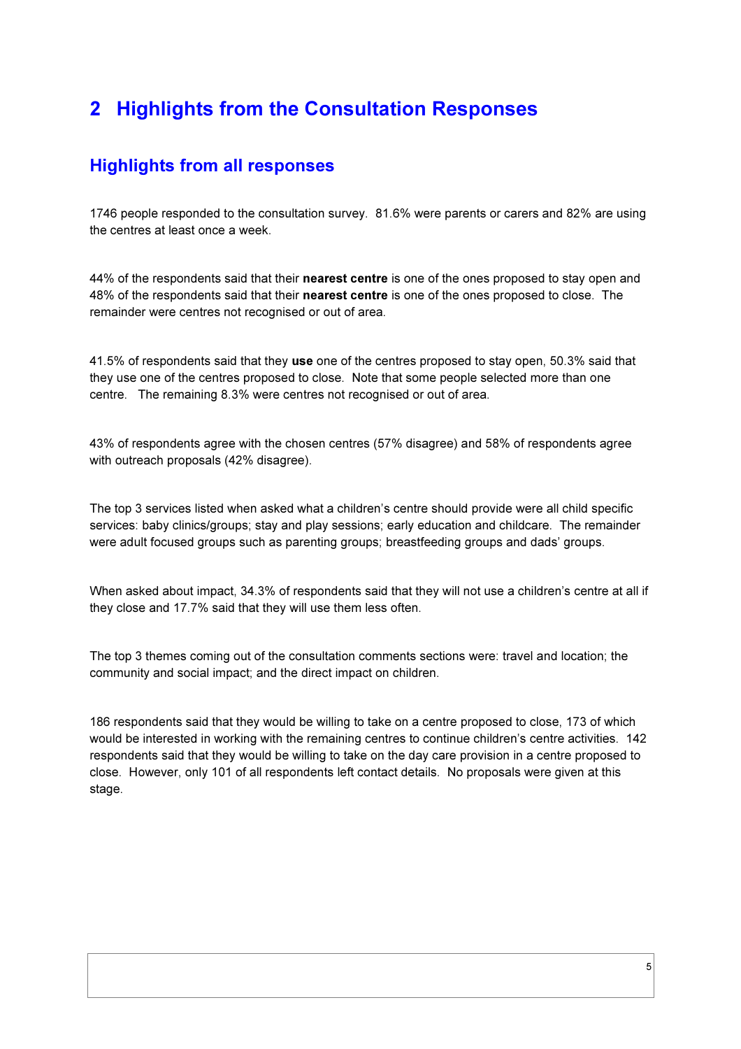# 2 Highlights from the Consultation Responses

## Highlights from all responses

1746 people responded to the consultation survey. 81.6% were parents or carers and 82% are using the centres at least once a week.

44% of the respondents said that their **nearest centre** is one of the ones proposed to stay open and 48% of the respondents said that their **nearest centre** is one of the ones proposed to close. The remainder were centres not recognised or out of area.

41.5% of respondents said that they **use** one of the centres proposed to stay open, 50.3% said that they use one of the centres proposed to close. Note that some people selected more than one centre. The remaining 8.3% were centres not recognised or out of area.

43% of respondents agree with the chosen centres (57% disagree) and 58% of respondents agree with outreach proposals (42% disagree).

The top 3 services listed when asked what a children's centre should provide were all child specific services: baby clinics/groups; stay and play sessions; early education and childcare. The remainder were adult focused groups such as parenting groups; breastfeeding groups and dads' groups.

When asked about impact, 34.3% of respondents said that they will not use a children's centre at all if they close and 17.7% said that they will use them less often.

The top 3 themes coming out of the consultation comments sections were: travel and location; the community and social impact; and the direct impact on children.

186 respondents said that they would be willing to take on a centre proposed to close, 173 of which would be interested in working with the remaining centres to continue children's centre activities. 142 respondents said that they would be willing to take on the day care provision in a centre proposed to close. However, only 101 of all respondents left contact details. No proposals were given at this stage.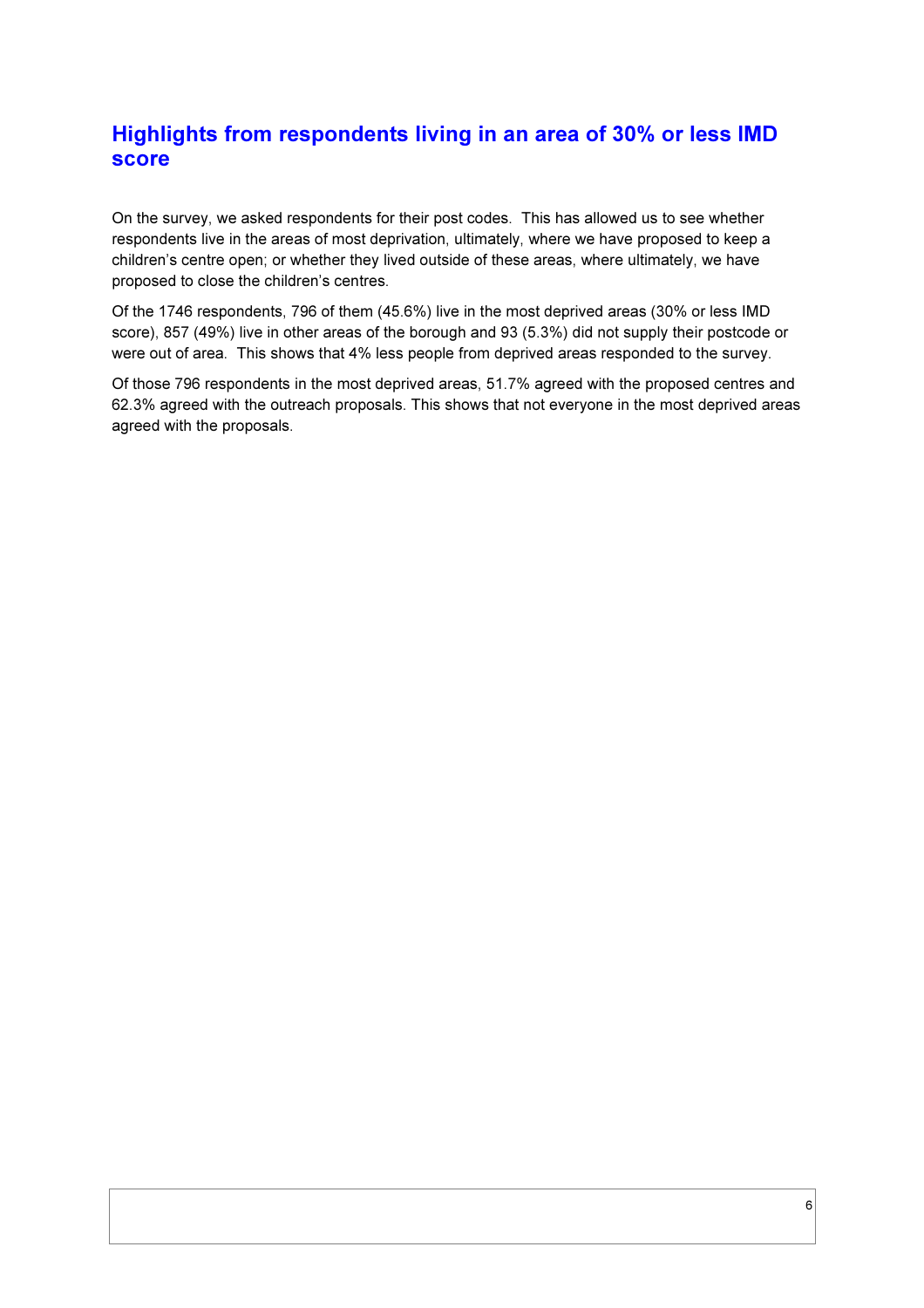## Highlights from respondents living in an area of 30% or less IMD score

On the survey, we asked respondents for their post codes. This has allowed us to see whether respondents live in the areas of most deprivation, ultimately, where we have proposed to keep a children's centre open; or whether they lived outside of these areas, where ultimately, we have proposed to close the children's centres.

Of the 1746 respondents, 796 of them (45.6%) live in the most deprived areas (30% or less IMD score), 857 (49%) live in other areas of the borough and 93 (5.3%) did not supply their postcode or were out of area. This shows that 4% less people from deprived areas responded to the survey.

Of those 796 respondents in the most deprived areas, 51.7% agreed with the proposed centres and 62.3% agreed with the outreach proposals. This shows that not everyone in the most deprived areas agreed with the proposals.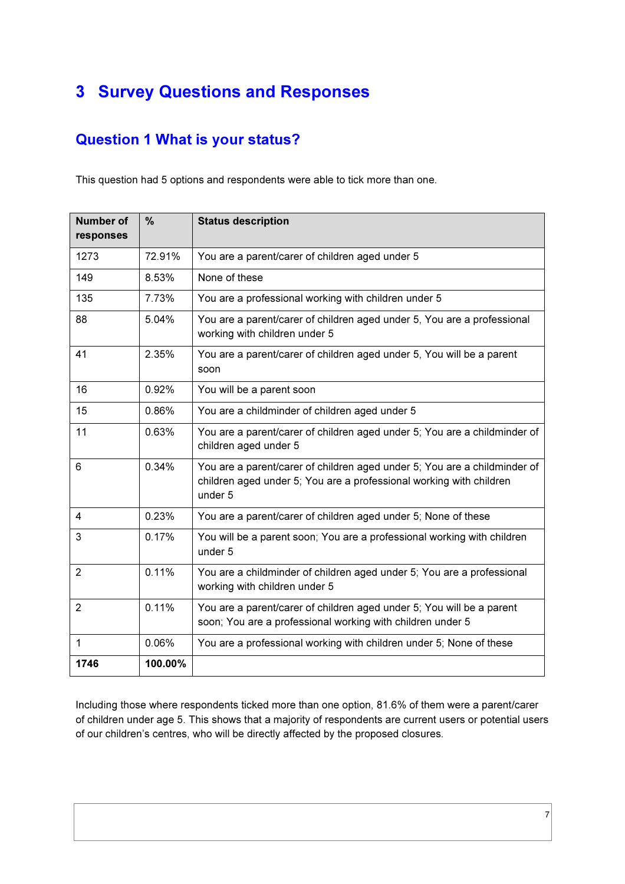# 3 Survey Questions and Responses

## Question 1 What is your status?

This question had 5 options and respondents were able to tick more than one.

| Number of responses | % | Status description |
|---|---|---|
| 1273 | 72.91% | You are a parent/carer of children aged under 5 |
| 149 | 8.53% | None of these |
| 135 | 7.73% | You are a professional working with children under 5 |
| 88 | 5.04% | You are a parent/carer of children aged under 5, You are a professional working with children under 5 |
| 41 | 2.35% | You are a parent/carer of children aged under 5, You will be a parent soon |
| 16 | 0.92% | You will be a parent soon |
| 15 | 0.86% | You are a childminder of children aged under 5 |
| 11 | 0.63% | You are a parent/carer of children aged under 5; You are a childminder of children aged under 5 |
| 6 | 0.34% | You are a parent/carer of children aged under 5; You are a childminder of children aged under 5; You are a professional working with children under 5 |
| 4 | 0.23% | You are a parent/carer of children aged under 5; None of these |
| 3 | 0.17% | You will be a parent soon; You are a professional working with children under 5 |
| 2 | 0.11% | You are a childminder of children aged under 5; You are a professional working with children under 5 |
| 2 | 0.11% | You are a parent/carer of children aged under 5; You will be a parent soon; You are a professional working with children under 5 |
| 1 | 0.06% | You are a professional working with children under 5; None of these |
| **1746** | **100.00%** | |

Including those where respondents ticked more than one option, 81.6% of them were a parent/carer of children under age 5. This shows that a majority of respondents are current users or potential users of our children's centres, who will be directly affected by the proposed closures.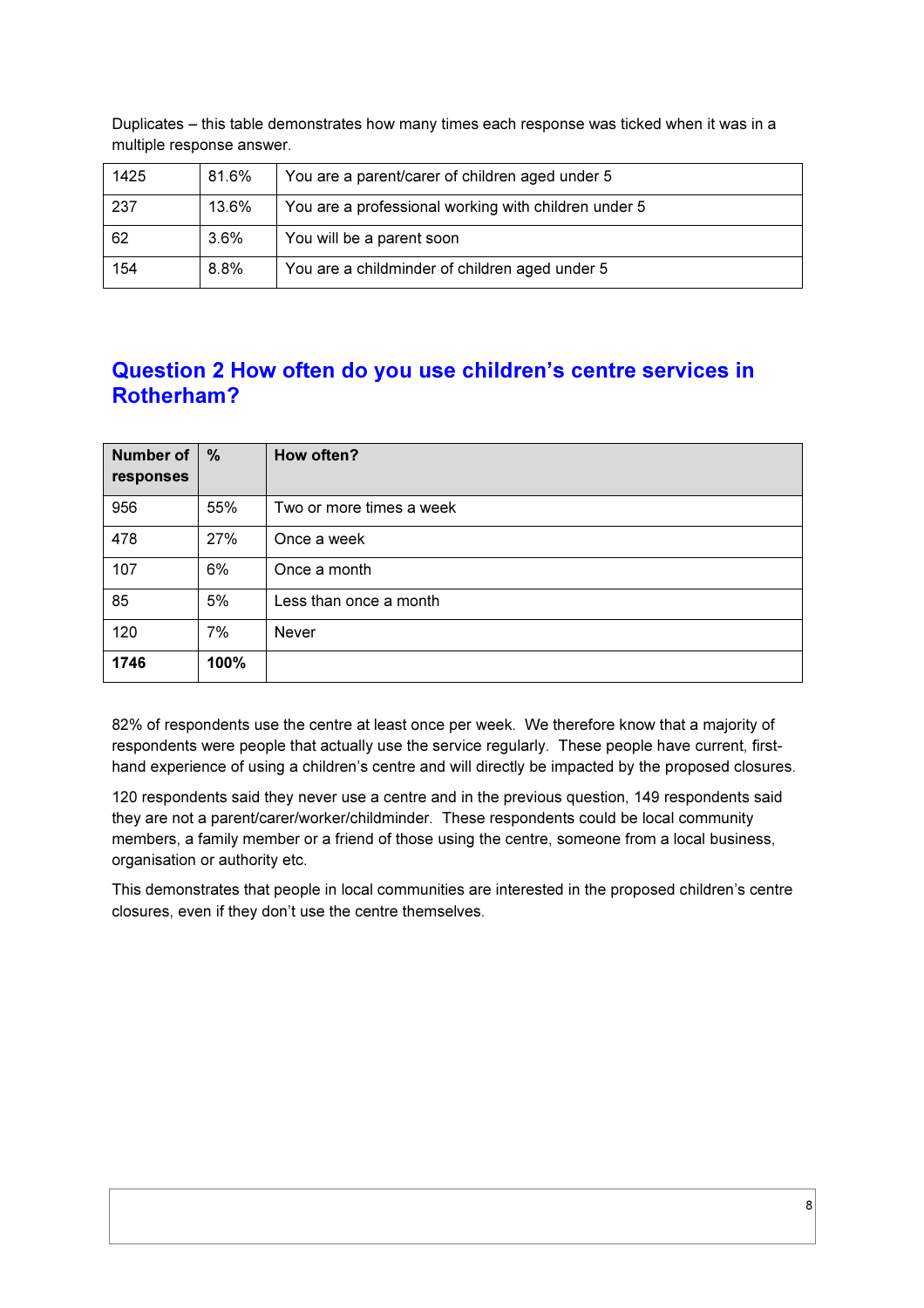Duplicates – this table demonstrates how many times each response was ticked when it was in a multiple response answer.

| | | |
|---|---|---|
| 1425 | 81.6% | You are a parent/carer of children aged under 5 |
| 237 | 13.6% | You are a professional working with children under 5 |
| 62 | 3.6% | You will be a parent soon |
| 154 | 8.8% | You are a childminder of children aged under 5 |

## Question 2 How often do you use children's centre services in Rotherham?

| Number of responses | % | How often? |
|---|---|---|
| 956 | 55% | Two or more times a week |
| 478 | 27% | Once a week |
| 107 | 6% | Once a month |
| 85 | 5% | Less than once a month |
| 120 | 7% | Never |
| **1746** | **100%** | |

82% of respondents use the centre at least once per week. We therefore know that a majority of respondents were people that actually use the service regularly. These people have current, first-hand experience of using a children's centre and will directly be impacted by the proposed closures.

120 respondents said they never use a centre and in the previous question, 149 respondents said they are not a parent/carer/worker/childminder. These respondents could be local community members, a family member or a friend of those using the centre, someone from a local business, organisation or authority etc.

This demonstrates that people in local communities are interested in the proposed children's centre closures, even if they don't use the centre themselves.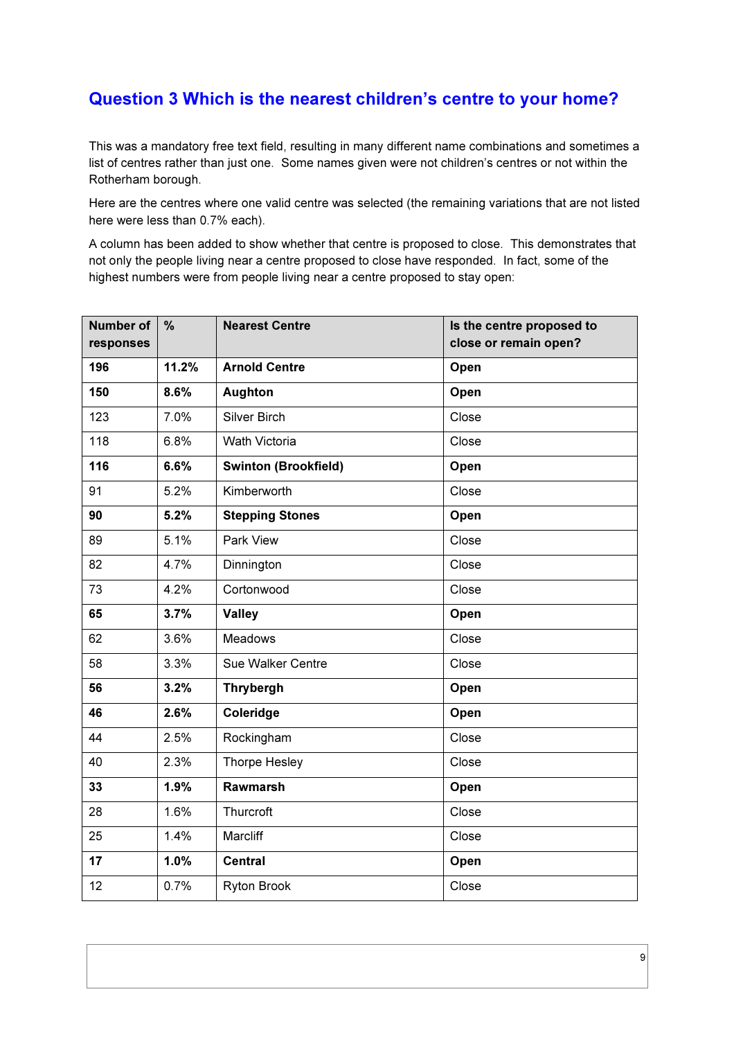## Question 3 Which is the nearest children's centre to your home?

This was a mandatory free text field, resulting in many different name combinations and sometimes a list of centres rather than just one. Some names given were not children's centres or not within the Rotherham borough.

Here are the centres where one valid centre was selected (the remaining variations that are not listed here were less than 0.7% each).

A column has been added to show whether that centre is proposed to close. This demonstrates that not only the people living near a centre proposed to close have responded. In fact, some of the highest numbers were from people living near a centre proposed to stay open:

| Number of responses | % | Nearest Centre | Is the centre proposed to close or remain open? |
|---|---|---|---|
| **196** | **11.2%** | **Arnold Centre** | **Open** |
| **150** | **8.6%** | **Aughton** | **Open** |
| 123 | 7.0% | Silver Birch | Close |
| 118 | 6.8% | Wath Victoria | Close |
| **116** | **6.6%** | **Swinton (Brookfield)** | **Open** |
| 91 | 5.2% | Kimberworth | Close |
| **90** | **5.2%** | **Stepping Stones** | **Open** |
| 89 | 5.1% | Park View | Close |
| 82 | 4.7% | Dinnington | Close |
| 73 | 4.2% | Cortonwood | Close |
| **65** | **3.7%** | **Valley** | **Open** |
| 62 | 3.6% | Meadows | Close |
| 58 | 3.3% | Sue Walker Centre | Close |
| **56** | **3.2%** | **Thrybergh** | **Open** |
| **46** | **2.6%** | **Coleridge** | **Open** |
| 44 | 2.5% | Rockingham | Close |
| 40 | 2.3% | Thorpe Hesley | Close |
| **33** | **1.9%** | **Rawmarsh** | **Open** |
| 28 | 1.6% | Thurcroft | Close |
| 25 | 1.4% | Marcliff | Close |
| **17** | **1.0%** | **Central** | **Open** |
| 12 | 0.7% | Ryton Brook | Close |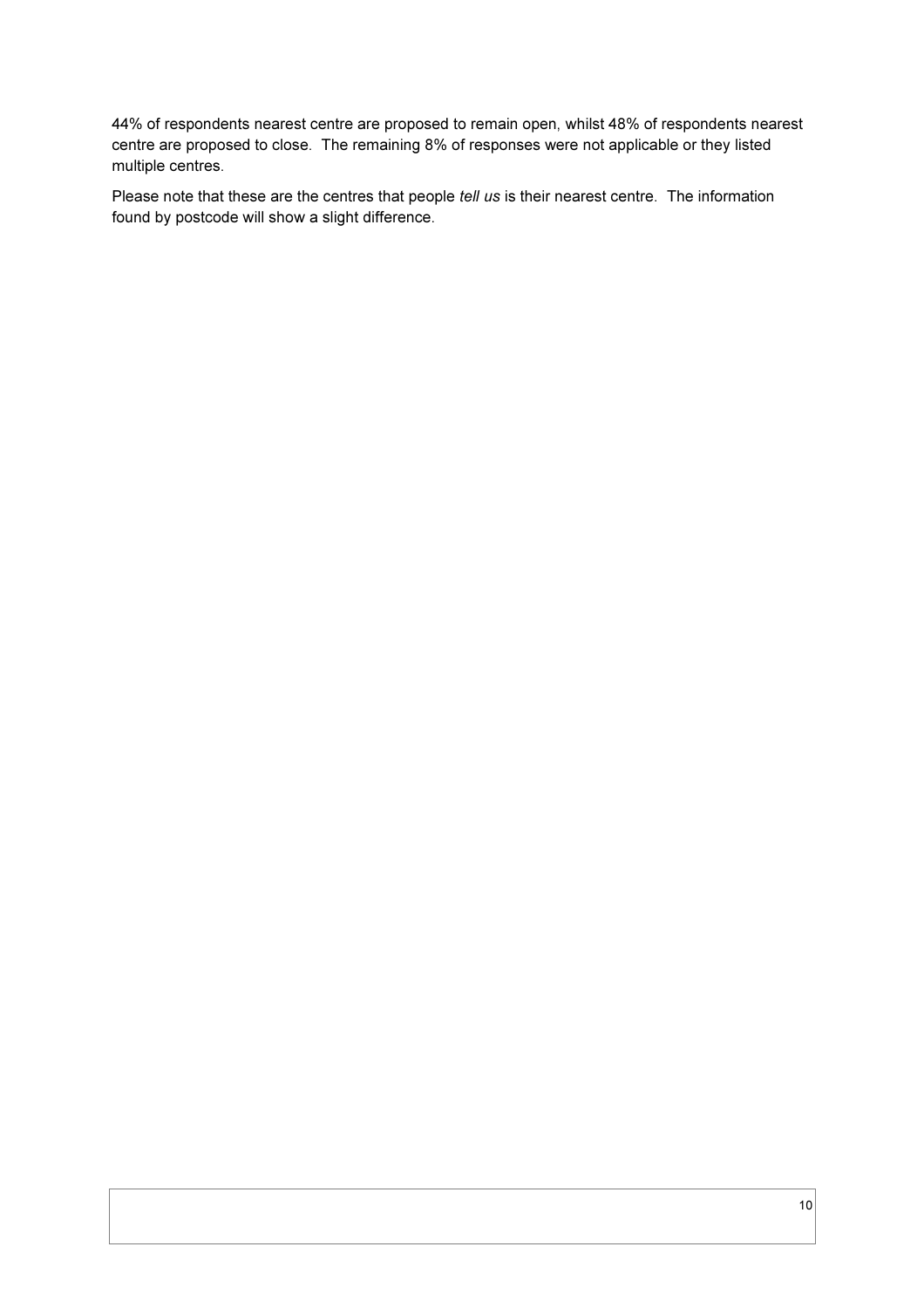44% of respondents nearest centre are proposed to remain open, whilst 48% of respondents nearest centre are proposed to close. The remaining 8% of responses were not applicable or they listed multiple centres.

Please note that these are the centres that people *tell us* is their nearest centre. The information found by postcode will show a slight difference.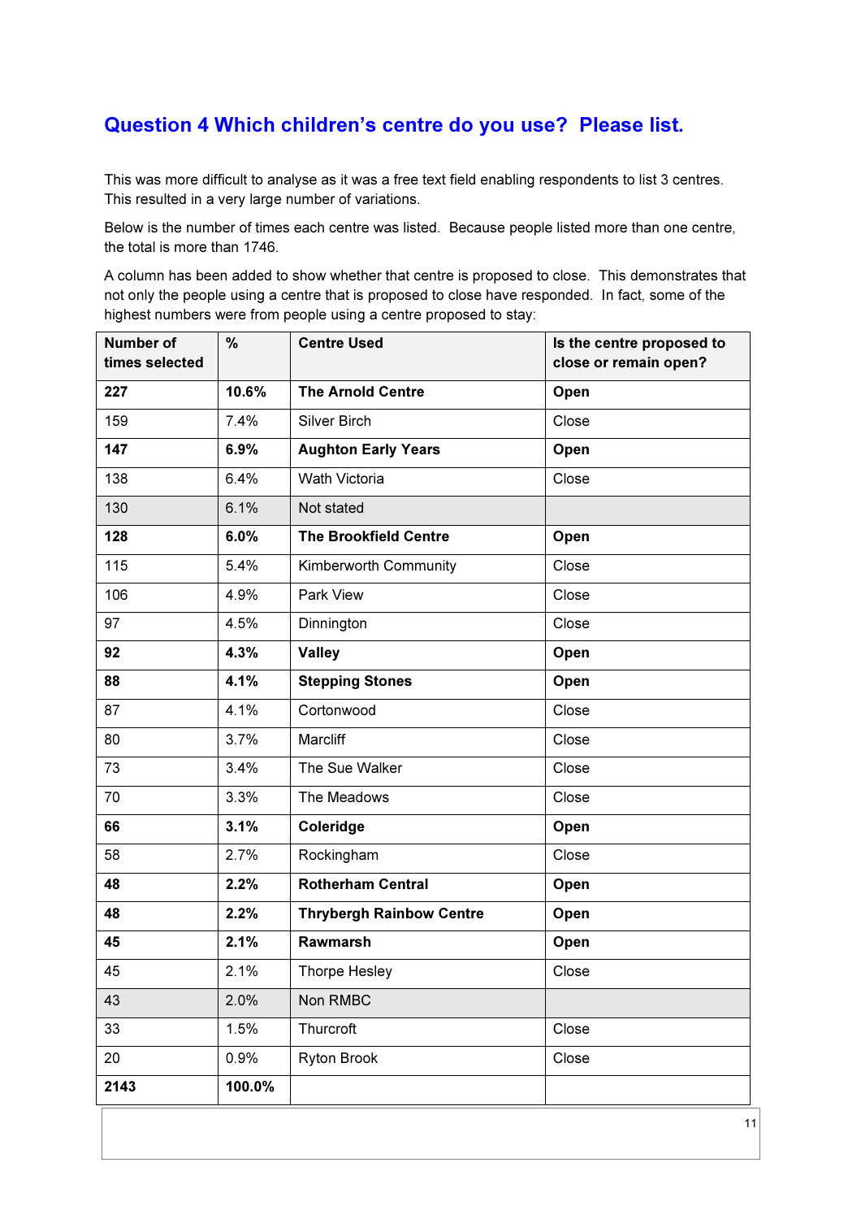## Question 4 Which children's centre do you use? Please list.

This was more difficult to analyse as it was a free text field enabling respondents to list 3 centres. This resulted in a very large number of variations.

Below is the number of times each centre was listed. Because people listed more than one centre, the total is more than 1746.

A column has been added to show whether that centre is proposed to close. This demonstrates that not only the people using a centre that is proposed to close have responded. In fact, some of the highest numbers were from people using a centre proposed to stay:

| Number of times selected | % | Centre Used | Is the centre proposed to close or remain open? |
|---|---|---|---|
| **227** | **10.6%** | **The Arnold Centre** | **Open** |
| 159 | 7.4% | Silver Birch | Close |
| **147** | **6.9%** | **Aughton Early Years** | **Open** |
| 138 | 6.4% | Wath Victoria | Close |
| 130 | 6.1% | Not stated | |
| **128** | **6.0%** | **The Brookfield Centre** | **Open** |
| 115 | 5.4% | Kimberworth Community | Close |
| 106 | 4.9% | Park View | Close |
| 97 | 4.5% | Dinnington | Close |
| **92** | **4.3%** | **Valley** | **Open** |
| **88** | **4.1%** | **Stepping Stones** | **Open** |
| 87 | 4.1% | Cortonwood | Close |
| 80 | 3.7% | Marcliff | Close |
| 73 | 3.4% | The Sue Walker | Close |
| 70 | 3.3% | The Meadows | Close |
| **66** | **3.1%** | **Coleridge** | **Open** |
| 58 | 2.7% | Rockingham | Close |
| **48** | **2.2%** | **Rotherham Central** | **Open** |
| **48** | **2.2%** | **Thrybergh Rainbow Centre** | **Open** |
| **45** | **2.1%** | **Rawmarsh** | **Open** |
| 45 | 2.1% | Thorpe Hesley | Close |
| 43 | 2.0% | Non RMBC | |
| 33 | 1.5% | Thurcroft | Close |
| 20 | 0.9% | Ryton Brook | Close |
| **2143** | **100.0%** | | |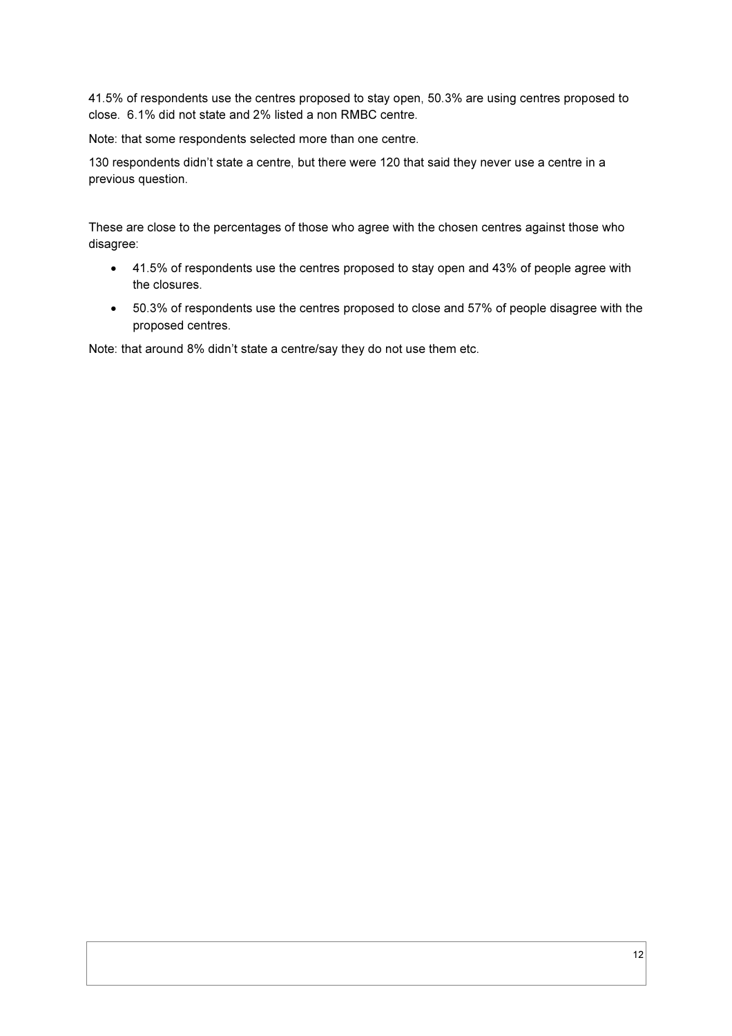41.5% of respondents use the centres proposed to stay open, 50.3% are using centres proposed to close. 6.1% did not state and 2% listed a non RMBC centre.

Note: that some respondents selected more than one centre.

130 respondents didn't state a centre, but there were 120 that said they never use a centre in a previous question.

These are close to the percentages of those who agree with the chosen centres against those who disagree:

- 41.5% of respondents use the centres proposed to stay open and 43% of people agree with the closures.
- 50.3% of respondents use the centres proposed to close and 57% of people disagree with the proposed centres.

Note: that around 8% didn't state a centre/say they do not use them etc.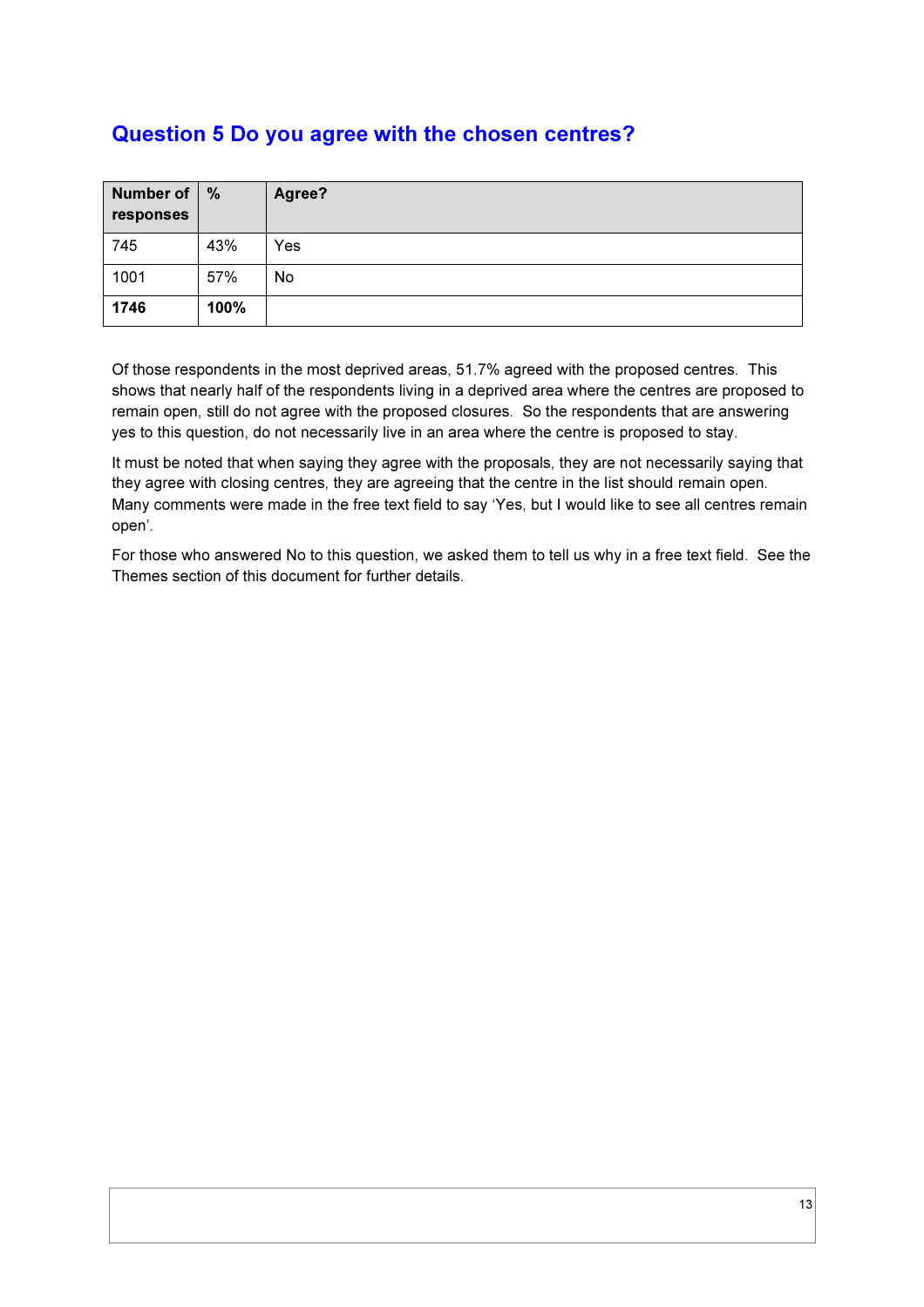## Question 5 Do you agree with the chosen centres?

| Number of responses | % | Agree? |
|---|---|---|
| 745 | 43% | Yes |
| 1001 | 57% | No |
| **1746** | **100%** | |

Of those respondents in the most deprived areas, 51.7% agreed with the proposed centres. This shows that nearly half of the respondents living in a deprived area where the centres are proposed to remain open, still do not agree with the proposed closures. So the respondents that are answering yes to this question, do not necessarily live in an area where the centre is proposed to stay.

It must be noted that when saying they agree with the proposals, they are not necessarily saying that they agree with closing centres, they are agreeing that the centre in the list should remain open. Many comments were made in the free text field to say 'Yes, but I would like to see all centres remain open'.

For those who answered No to this question, we asked them to tell us why in a free text field. See the Themes section of this document for further details.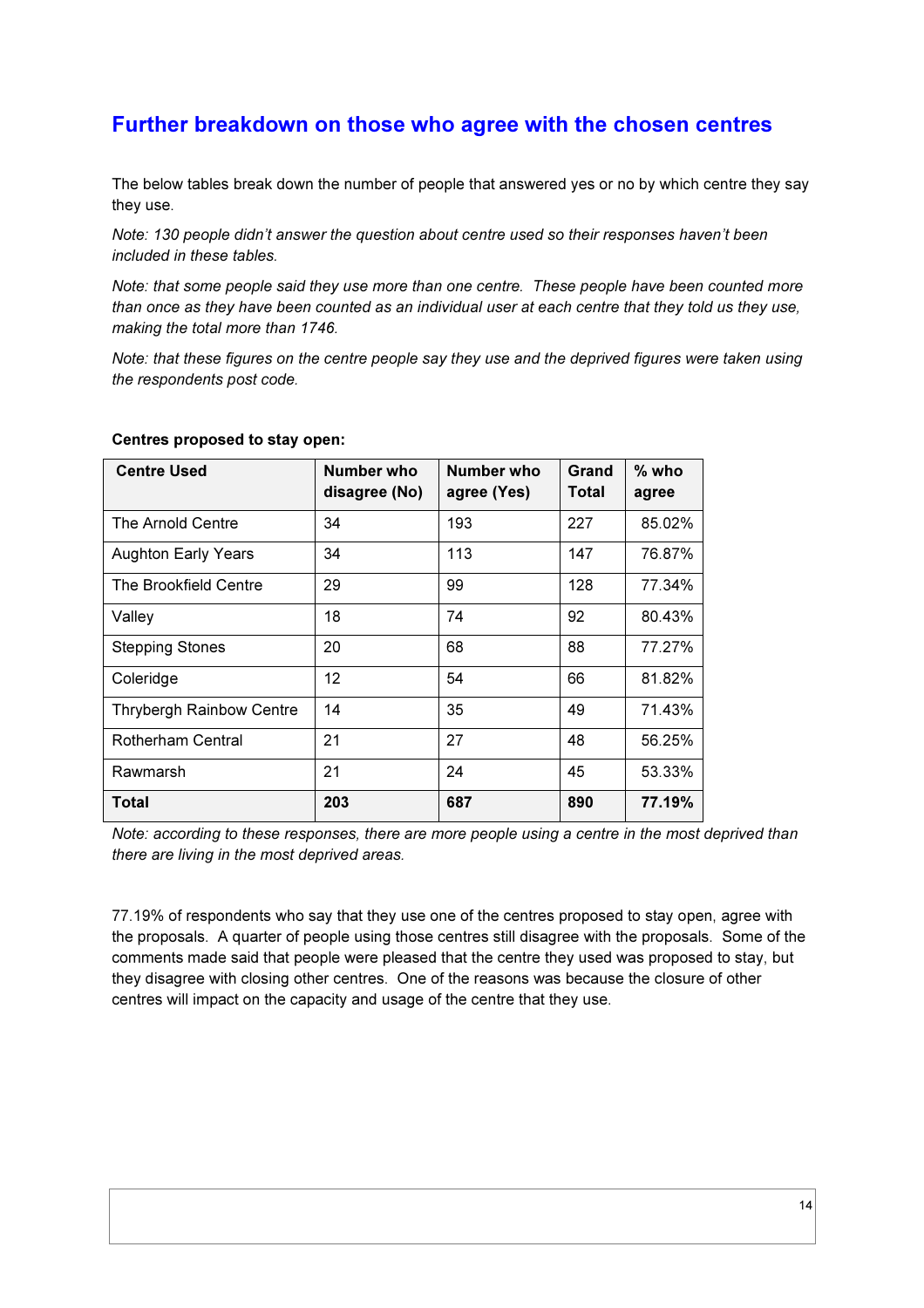## Further breakdown on those who agree with the chosen centres

The below tables break down the number of people that answered yes or no by which centre they say they use.

*Note: 130 people didn't answer the question about centre used so their responses haven't been included in these tables.*

*Note: that some people said they use more than one centre. These people have been counted more than once as they have been counted as an individual user at each centre that they told us they use, making the total more than 1746.*

*Note: that these figures on the centre people say they use and the deprived figures were taken using the respondents post code.*

**Centres proposed to stay open:**

| Centre Used | Number who disagree (No) | Number who agree (Yes) | Grand Total | % who agree |
|---|---|---|---|---|
| The Arnold Centre | 34 | 193 | 227 | 85.02% |
| Aughton Early Years | 34 | 113 | 147 | 76.87% |
| The Brookfield Centre | 29 | 99 | 128 | 77.34% |
| Valley | 18 | 74 | 92 | 80.43% |
| Stepping Stones | 20 | 68 | 88 | 77.27% |
| Coleridge | 12 | 54 | 66 | 81.82% |
| Thrybergh Rainbow Centre | 14 | 35 | 49 | 71.43% |
| Rotherham Central | 21 | 27 | 48 | 56.25% |
| Rawmarsh | 21 | 24 | 45 | 53.33% |
| **Total** | **203** | **687** | **890** | **77.19%** |

*Note: according to these responses, there are more people using a centre in the most deprived than there are living in the most deprived areas.*

77.19% of respondents who say that they use one of the centres proposed to stay open, agree with the proposals. A quarter of people using those centres still disagree with the proposals. Some of the comments made said that people were pleased that the centre they used was proposed to stay, but they disagree with closing other centres. One of the reasons was because the closure of other centres will impact on the capacity and usage of the centre that they use.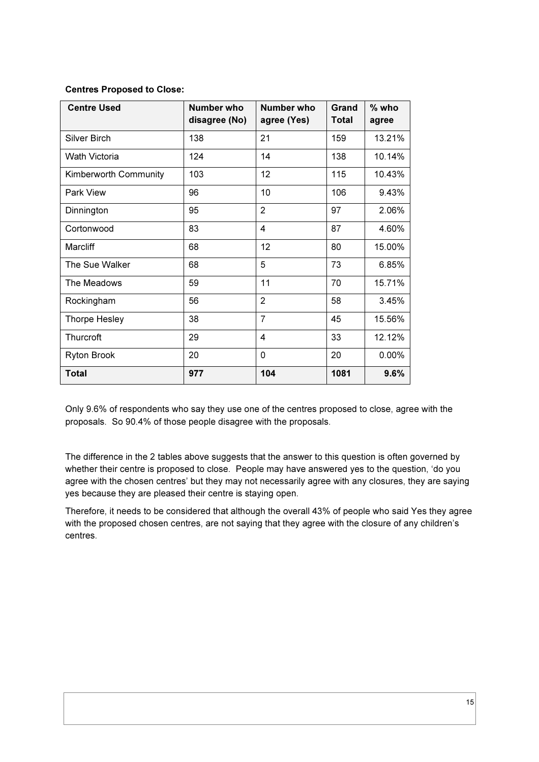**Centres Proposed to Close:**

| Centre Used | Number who disagree (No) | Number who agree (Yes) | Grand Total | % who agree |
|---|---|---|---|---|
| Silver Birch | 138 | 21 | 159 | 13.21% |
| Wath Victoria | 124 | 14 | 138 | 10.14% |
| Kimberworth Community | 103 | 12 | 115 | 10.43% |
| Park View | 96 | 10 | 106 | 9.43% |
| Dinnington | 95 | 2 | 97 | 2.06% |
| Cortonwood | 83 | 4 | 87 | 4.60% |
| Marcliff | 68 | 12 | 80 | 15.00% |
| The Sue Walker | 68 | 5 | 73 | 6.85% |
| The Meadows | 59 | 11 | 70 | 15.71% |
| Rockingham | 56 | 2 | 58 | 3.45% |
| Thorpe Hesley | 38 | 7 | 45 | 15.56% |
| Thurcroft | 29 | 4 | 33 | 12.12% |
| Ryton Brook | 20 | 0 | 20 | 0.00% |
| **Total** | **977** | **104** | **1081** | **9.6%** |

Only 9.6% of respondents who say they use one of the centres proposed to close, agree with the proposals. So 90.4% of those people disagree with the proposals.

The difference in the 2 tables above suggests that the answer to this question is often governed by whether their centre is proposed to close. People may have answered yes to the question, 'do you agree with the chosen centres' but they may not necessarily agree with any closures, they are saying yes because they are pleased their centre is staying open.

Therefore, it needs to be considered that although the overall 43% of people who said Yes they agree with the proposed chosen centres, are not saying that they agree with the closure of any children's centres.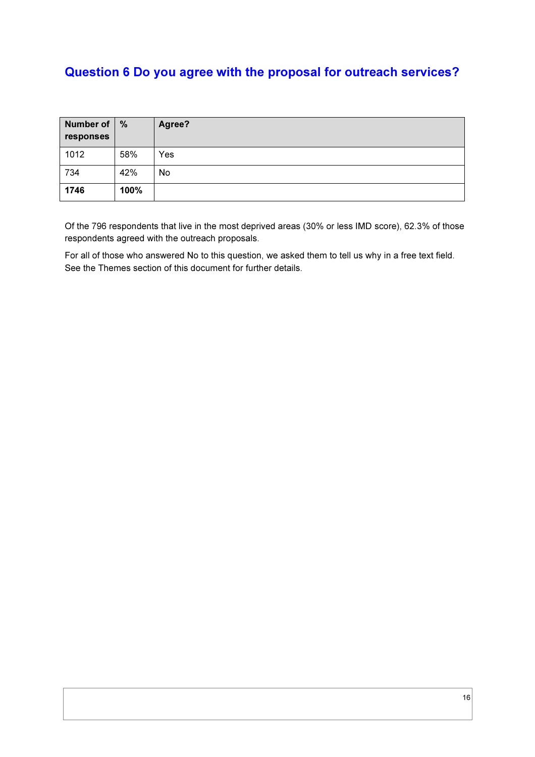## Question 6 Do you agree with the proposal for outreach services?

| Number of responses | % | Agree? |
|---|---|---|
| 1012 | 58% | Yes |
| 734 | 42% | No |
| **1746** | **100%** | |

Of the 796 respondents that live in the most deprived areas (30% or less IMD score), 62.3% of those respondents agreed with the outreach proposals.

For all of those who answered No to this question, we asked them to tell us why in a free text field. See the Themes section of this document for further details.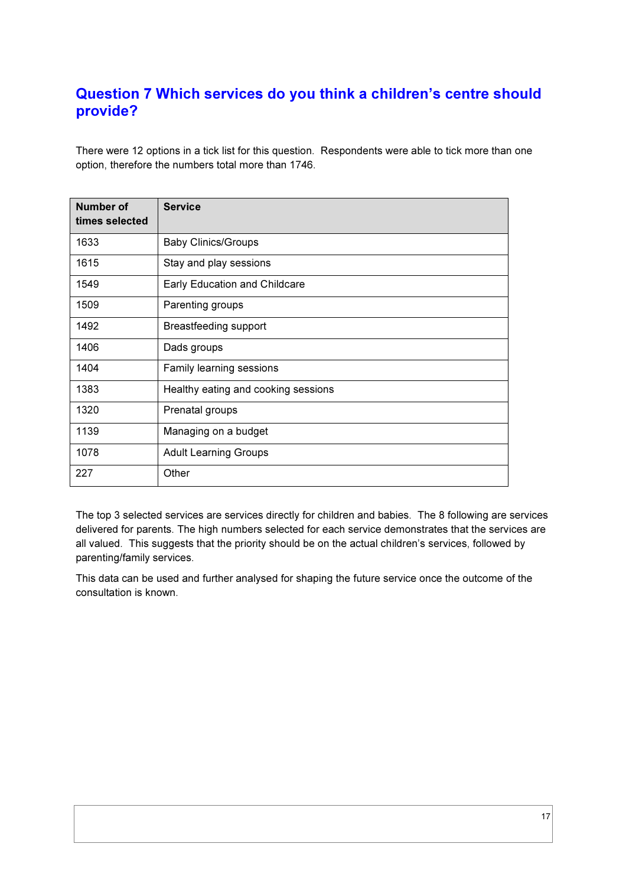## Question 7 Which services do you think a children's centre should provide?

There were 12 options in a tick list for this question. Respondents were able to tick more than one option, therefore the numbers total more than 1746.

| Number of times selected | Service |
|---|---|
| 1633 | Baby Clinics/Groups |
| 1615 | Stay and play sessions |
| 1549 | Early Education and Childcare |
| 1509 | Parenting groups |
| 1492 | Breastfeeding support |
| 1406 | Dads groups |
| 1404 | Family learning sessions |
| 1383 | Healthy eating and cooking sessions |
| 1320 | Prenatal groups |
| 1139 | Managing on a budget |
| 1078 | Adult Learning Groups |
| 227 | Other |

The top 3 selected services are services directly for children and babies. The 8 following are services delivered for parents. The high numbers selected for each service demonstrates that the services are all valued. This suggests that the priority should be on the actual children's services, followed by parenting/family services.

This data can be used and further analysed for shaping the future service once the outcome of the consultation is known.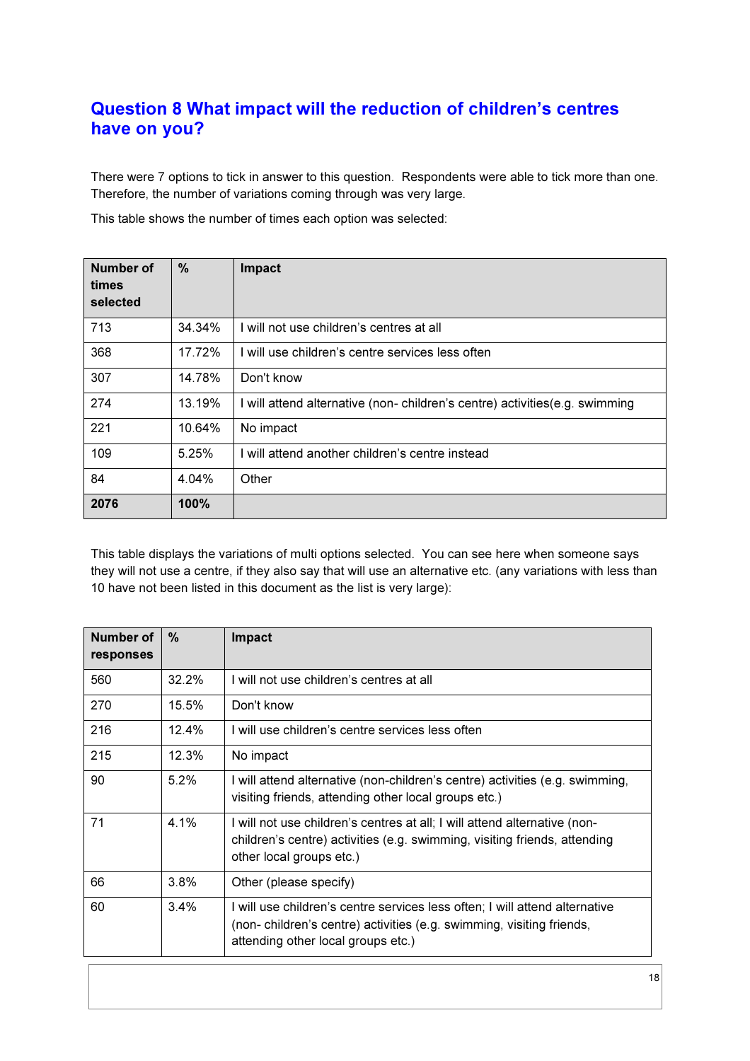## Question 8 What impact will the reduction of children's centres have on you?

There were 7 options to tick in answer to this question. Respondents were able to tick more than one. Therefore, the number of variations coming through was very large.

This table shows the number of times each option was selected:

| Number of times selected | % | Impact |
|---|---|---|
| 713 | 34.34% | I will not use children's centres at all |
| 368 | 17.72% | I will use children's centre services less often |
| 307 | 14.78% | Don't know |
| 274 | 13.19% | I will attend alternative (non- children's centre) activities(e.g. swimming |
| 221 | 10.64% | No impact |
| 109 | 5.25% | I will attend another children's centre instead |
| 84 | 4.04% | Other |
| **2076** | **100%** | |

This table displays the variations of multi options selected. You can see here when someone says they will not use a centre, if they also say that will use an alternative etc. (any variations with less than 10 have not been listed in this document as the list is very large):

| Number of responses | % | Impact |
|---|---|---|
| 560 | 32.2% | I will not use children's centres at all |
| 270 | 15.5% | Don't know |
| 216 | 12.4% | I will use children's centre services less often |
| 215 | 12.3% | No impact |
| 90 | 5.2% | I will attend alternative (non-children's centre) activities (e.g. swimming, visiting friends, attending other local groups etc.) |
| 71 | 4.1% | I will not use children's centres at all; I will attend alternative (non-children's centre) activities (e.g. swimming, visiting friends, attending other local groups etc.) |
| 66 | 3.8% | Other (please specify) |
| 60 | 3.4% | I will use children's centre services less often; I will attend alternative (non- children's centre) activities (e.g. swimming, visiting friends, attending other local groups etc.) |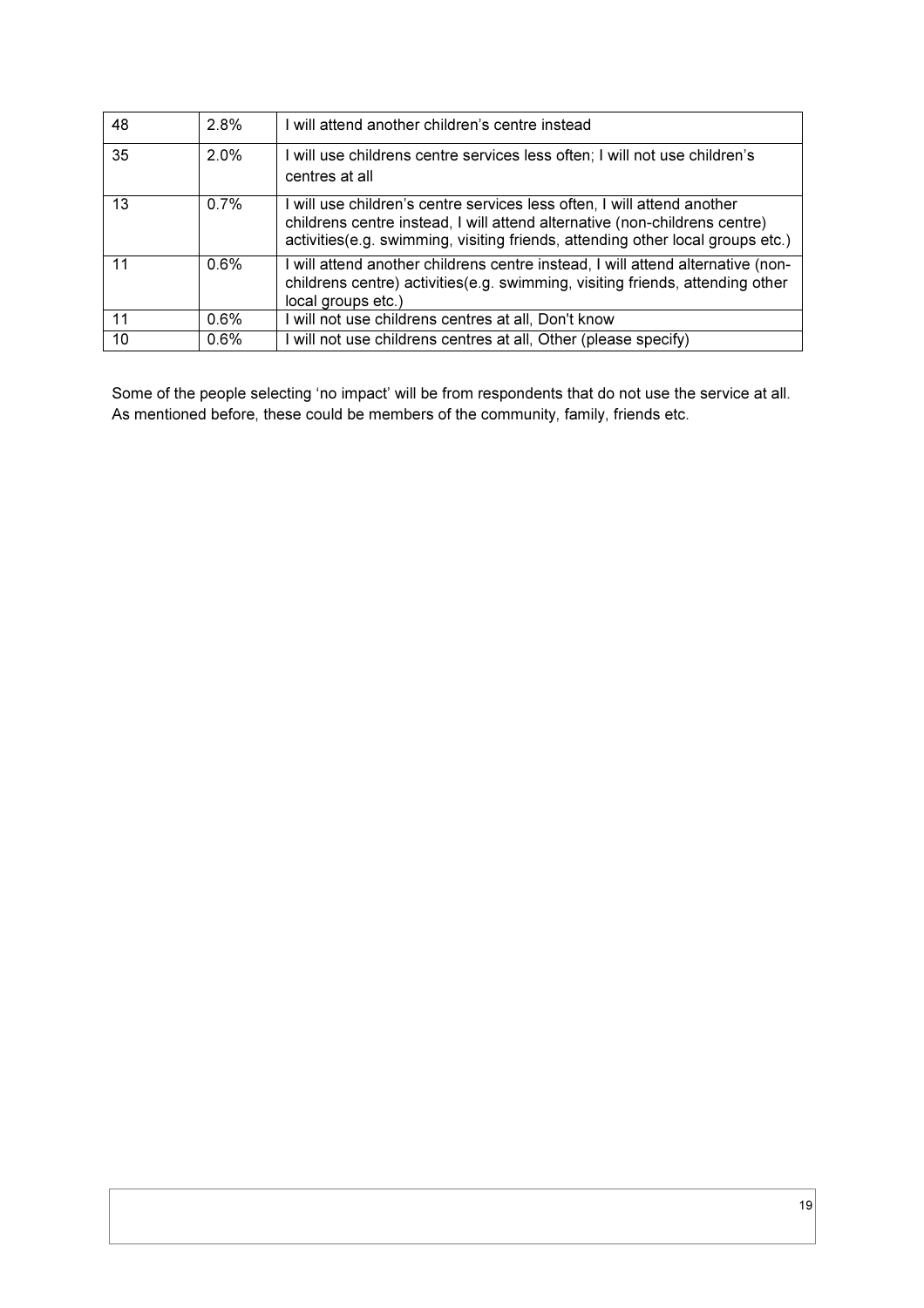| | | |
|---|---|---|
| 48 | 2.8% | I will attend another children's centre instead |
| 35 | 2.0% | I will use childrens centre services less often; I will not use children's centres at all |
| 13 | 0.7% | I will use children's centre services less often, I will attend another childrens centre instead, I will attend alternative (non-childrens centre) activities(e.g. swimming, visiting friends, attending other local groups etc.) |
| 11 | 0.6% | I will attend another childrens centre instead, I will attend alternative (non-childrens centre) activities(e.g. swimming, visiting friends, attending other local groups etc.) |
| 11 | 0.6% | I will not use childrens centres at all, Don't know |
| 10 | 0.6% | I will not use childrens centres at all, Other (please specify) |

Some of the people selecting 'no impact' will be from respondents that do not use the service at all. As mentioned before, these could be members of the community, family, friends etc.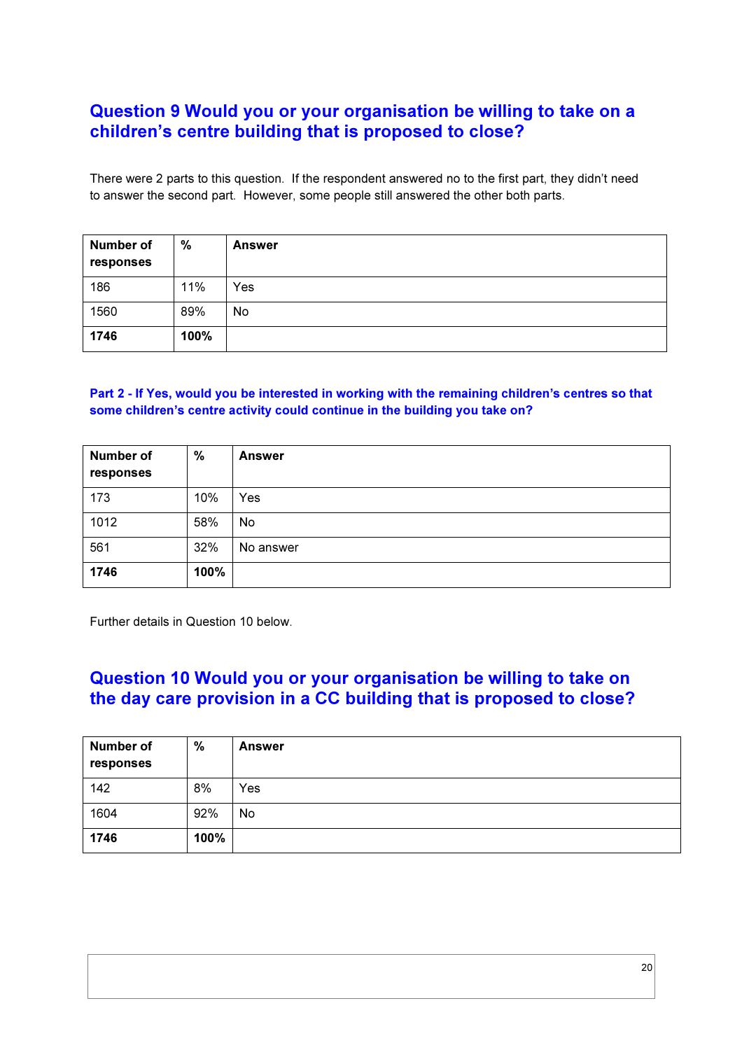## Question 9 Would you or your organisation be willing to take on a children's centre building that is proposed to close?

There were 2 parts to this question. If the respondent answered no to the first part, they didn't need to answer the second part. However, some people still answered the other both parts.

| Number of responses | % | Answer |
|---|---|---|
| 186 | 11% | Yes |
| 1560 | 89% | No |
| **1746** | **100%** | |

### Part 2 - If Yes, would you be interested in working with the remaining children's centres so that some children's centre activity could continue in the building you take on?

| Number of responses | % | Answer |
|---|---|---|
| 173 | 10% | Yes |
| 1012 | 58% | No |
| 561 | 32% | No answer |
| **1746** | **100%** | |

Further details in Question 10 below.

## Question 10 Would you or your organisation be willing to take on the day care provision in a CC building that is proposed to close?

| Number of responses | % | Answer |
|---|---|---|
| 142 | 8% | Yes |
| 1604 | 92% | No |
| **1746** | **100%** | |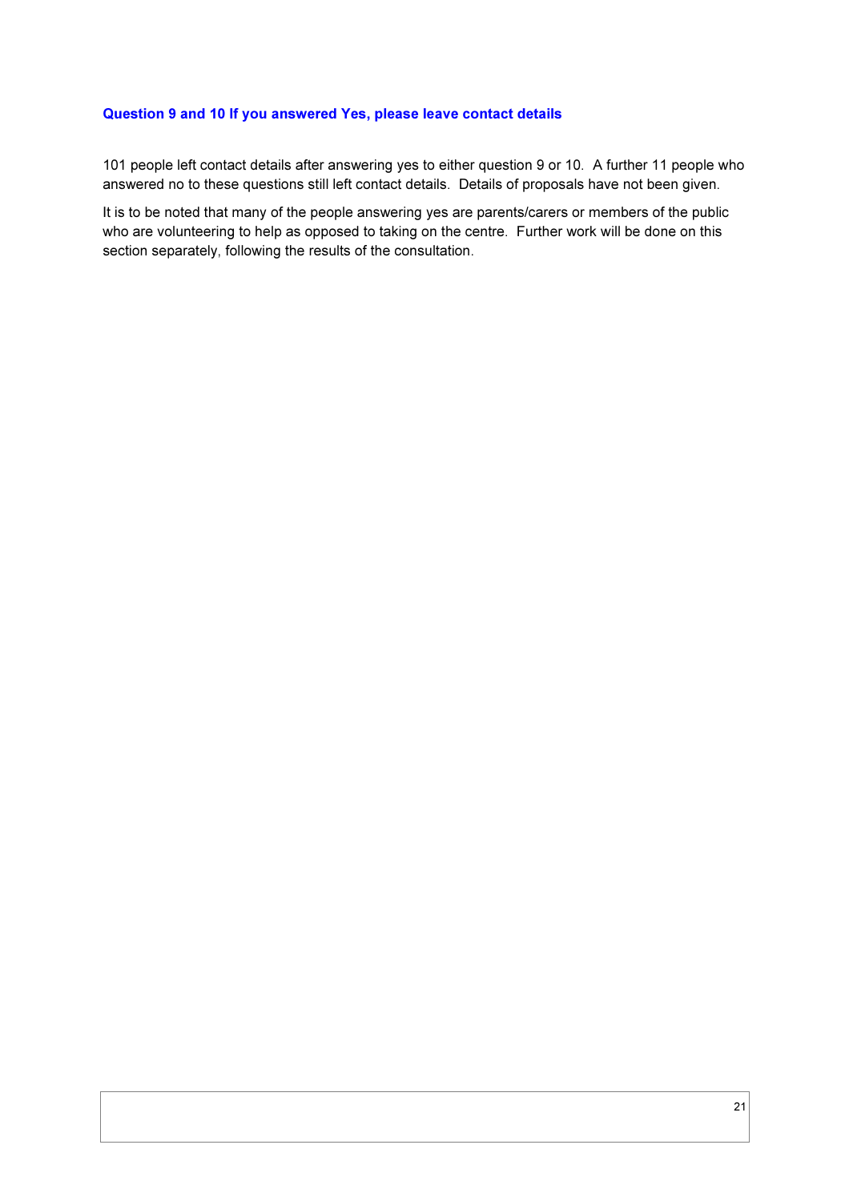### Question 9 and 10 If you answered Yes, please leave contact details

101 people left contact details after answering yes to either question 9 or 10. A further 11 people who answered no to these questions still left contact details. Details of proposals have not been given.

It is to be noted that many of the people answering yes are parents/carers or members of the public who are volunteering to help as opposed to taking on the centre. Further work will be done on this section separately, following the results of the consultation.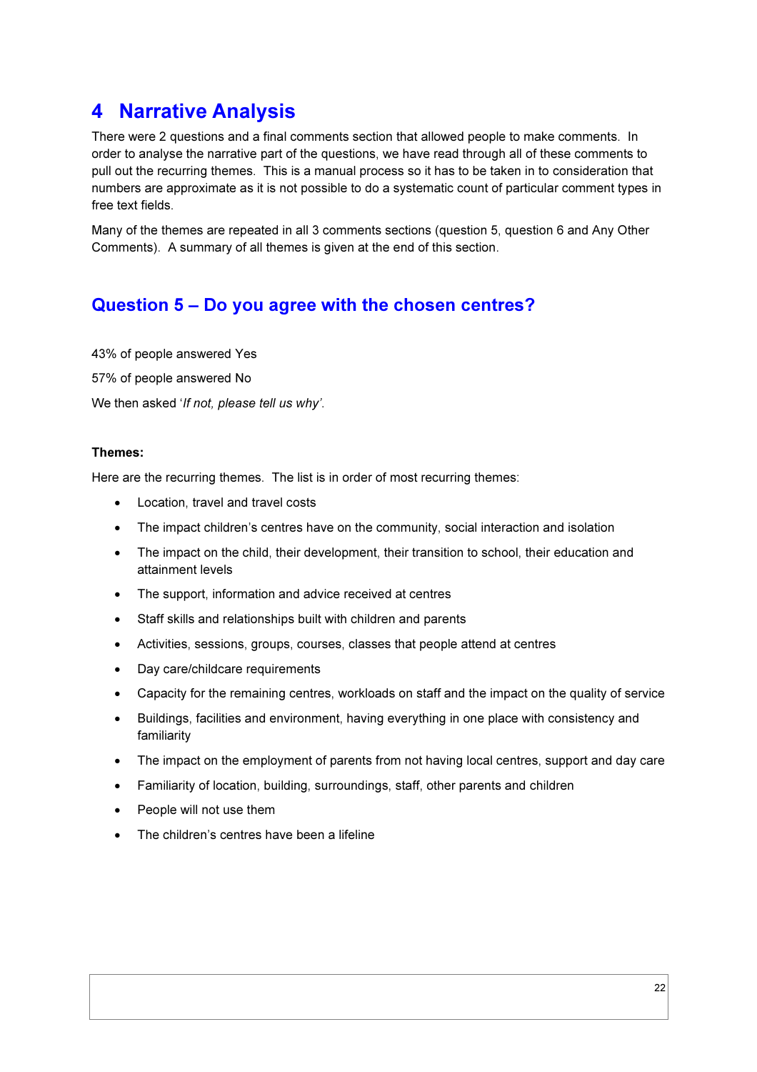# 4 Narrative Analysis

There were 2 questions and a final comments section that allowed people to make comments. In order to analyse the narrative part of the questions, we have read through all of these comments to pull out the recurring themes. This is a manual process so it has to be taken in to consideration that numbers are approximate as it is not possible to do a systematic count of particular comment types in free text fields.

Many of the themes are repeated in all 3 comments sections (question 5, question 6 and Any Other Comments). A summary of all themes is given at the end of this section.

## Question 5 – Do you agree with the chosen centres?

43% of people answered Yes

57% of people answered No

We then asked '*If not, please tell us why*'.

**Themes:**

Here are the recurring themes. The list is in order of most recurring themes:

- Location, travel and travel costs
- The impact children's centres have on the community, social interaction and isolation
- The impact on the child, their development, their transition to school, their education and attainment levels
- The support, information and advice received at centres
- Staff skills and relationships built with children and parents
- Activities, sessions, groups, courses, classes that people attend at centres
- Day care/childcare requirements
- Capacity for the remaining centres, workloads on staff and the impact on the quality of service
- Buildings, facilities and environment, having everything in one place with consistency and familiarity
- The impact on the employment of parents from not having local centres, support and day care
- Familiarity of location, building, surroundings, staff, other parents and children
- People will not use them
- The children's centres have been a lifeline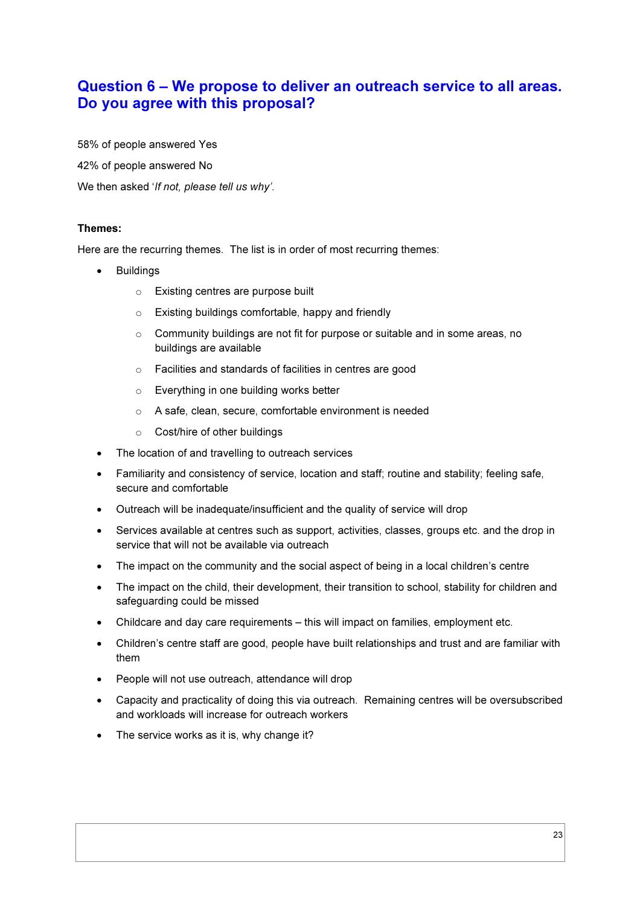## Question 6 – We propose to deliver an outreach service to all areas. Do you agree with this proposal?

58% of people answered Yes

42% of people answered No

We then asked '*If not, please tell us why*'.

**Themes:**

Here are the recurring themes. The list is in order of most recurring themes:

- Buildings
  - Existing centres are purpose built
  - Existing buildings comfortable, happy and friendly
  - Community buildings are not fit for purpose or suitable and in some areas, no buildings are available
  - Facilities and standards of facilities in centres are good
  - Everything in one building works better
  - A safe, clean, secure, comfortable environment is needed
  - Cost/hire of other buildings
- The location of and travelling to outreach services
- Familiarity and consistency of service, location and staff; routine and stability; feeling safe, secure and comfortable
- Outreach will be inadequate/insufficient and the quality of service will drop
- Services available at centres such as support, activities, classes, groups etc. and the drop in service that will not be available via outreach
- The impact on the community and the social aspect of being in a local children's centre
- The impact on the child, their development, their transition to school, stability for children and safeguarding could be missed
- Childcare and day care requirements – this will impact on families, employment etc.
- Children's centre staff are good, people have built relationships and trust and are familiar with them
- People will not use outreach, attendance will drop
- Capacity and practicality of doing this via outreach. Remaining centres will be oversubscribed and workloads will increase for outreach workers
- The service works as it is, why change it?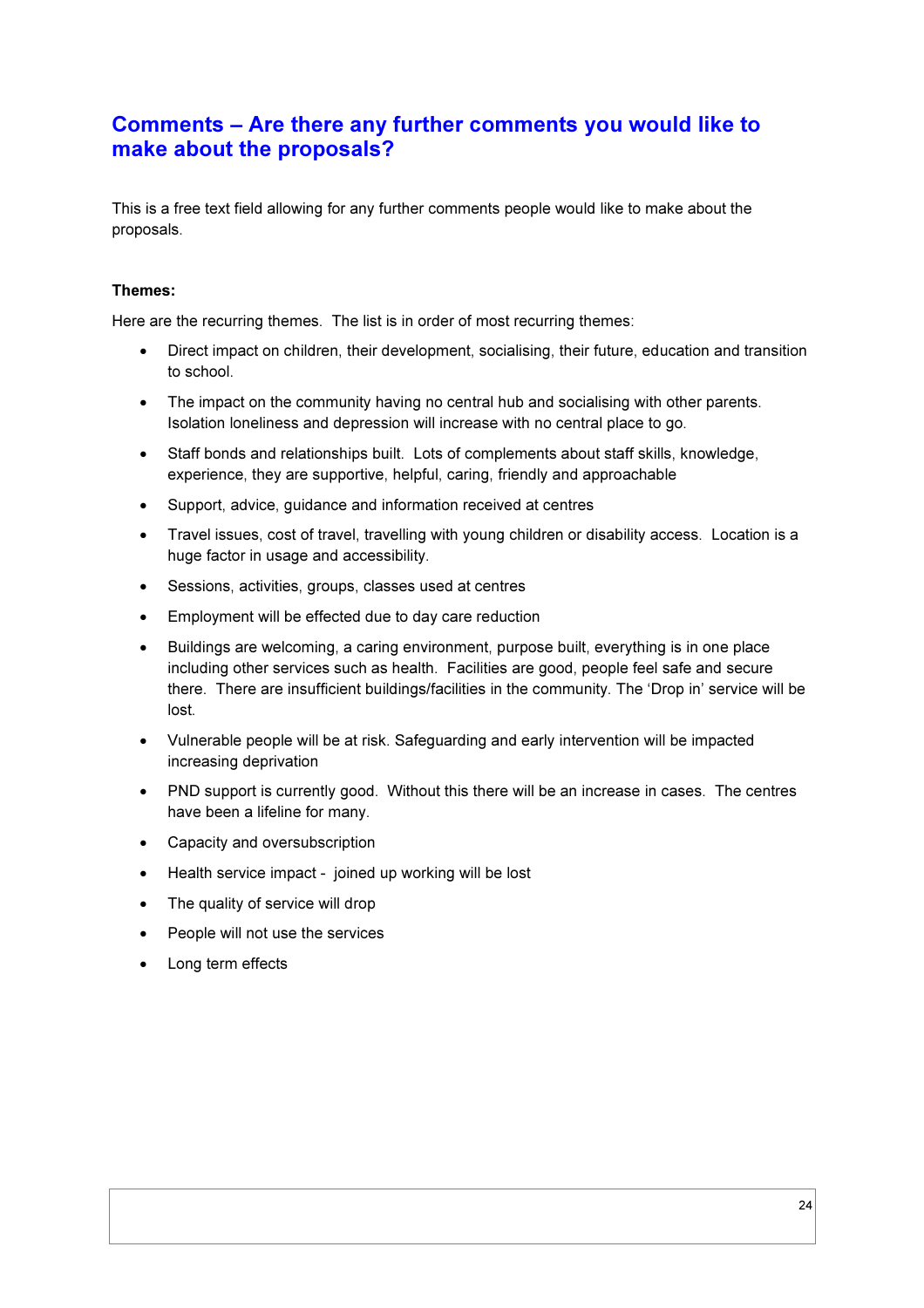## Comments – Are there any further comments you would like to make about the proposals?

This is a free text field allowing for any further comments people would like to make about the proposals.

**Themes:**

Here are the recurring themes. The list is in order of most recurring themes:

- Direct impact on children, their development, socialising, their future, education and transition to school.
- The impact on the community having no central hub and socialising with other parents. Isolation loneliness and depression will increase with no central place to go.
- Staff bonds and relationships built. Lots of complements about staff skills, knowledge, experience, they are supportive, helpful, caring, friendly and approachable
- Support, advice, guidance and information received at centres
- Travel issues, cost of travel, travelling with young children or disability access. Location is a huge factor in usage and accessibility.
- Sessions, activities, groups, classes used at centres
- Employment will be effected due to day care reduction
- Buildings are welcoming, a caring environment, purpose built, everything is in one place including other services such as health. Facilities are good, people feel safe and secure there. There are insufficient buildings/facilities in the community. The 'Drop in' service will be lost.
- Vulnerable people will be at risk. Safeguarding and early intervention will be impacted increasing deprivation
- PND support is currently good. Without this there will be an increase in cases. The centres have been a lifeline for many.
- Capacity and oversubscription
- Health service impact - joined up working will be lost
- The quality of service will drop
- People will not use the services
- Long term effects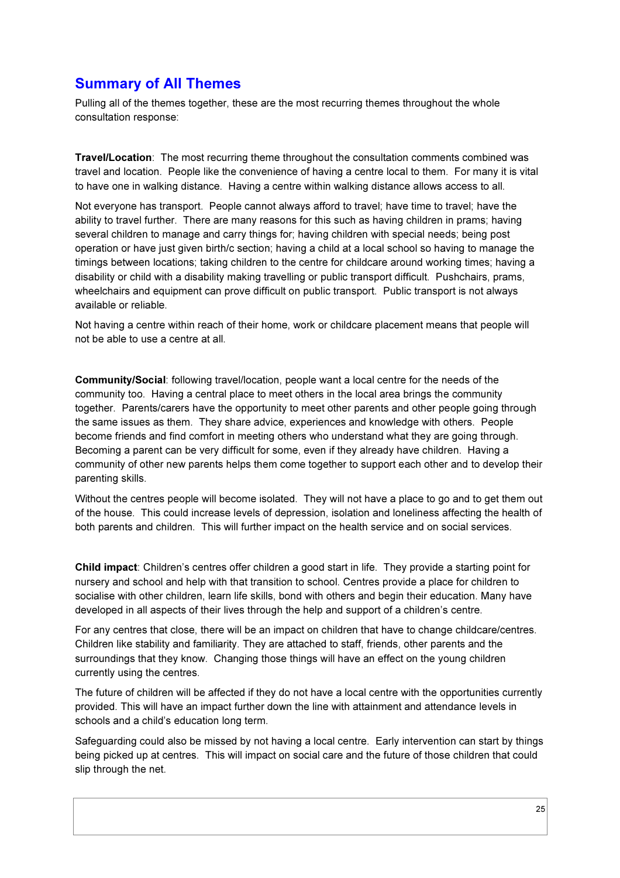## Summary of All Themes

Pulling all of the themes together, these are the most recurring themes throughout the whole consultation response:

**Travel/Location**: The most recurring theme throughout the consultation comments combined was travel and location. People like the convenience of having a centre local to them. For many it is vital to have one in walking distance. Having a centre within walking distance allows access to all.

Not everyone has transport. People cannot always afford to travel; have time to travel; have the ability to travel further. There are many reasons for this such as having children in prams; having several children to manage and carry things for; having children with special needs; being post operation or have just given birth/c section; having a child at a local school so having to manage the timings between locations; taking children to the centre for childcare around working times; having a disability or child with a disability making travelling or public transport difficult. Pushchairs, prams, wheelchairs and equipment can prove difficult on public transport. Public transport is not always available or reliable.

Not having a centre within reach of their home, work or childcare placement means that people will not be able to use a centre at all.

**Community/Social**: following travel/location, people want a local centre for the needs of the community too. Having a central place to meet others in the local area brings the community together. Parents/carers have the opportunity to meet other parents and other people going through the same issues as them. They share advice, experiences and knowledge with others. People become friends and find comfort in meeting others who understand what they are going through. Becoming a parent can be very difficult for some, even if they already have children. Having a community of other new parents helps them come together to support each other and to develop their parenting skills.

Without the centres people will become isolated. They will not have a place to go and to get them out of the house. This could increase levels of depression, isolation and loneliness affecting the health of both parents and children. This will further impact on the health service and on social services.

**Child impact**: Children's centres offer children a good start in life. They provide a starting point for nursery and school and help with that transition to school. Centres provide a place for children to socialise with other children, learn life skills, bond with others and begin their education. Many have developed in all aspects of their lives through the help and support of a children's centre.

For any centres that close, there will be an impact on children that have to change childcare/centres. Children like stability and familiarity. They are attached to staff, friends, other parents and the surroundings that they know. Changing those things will have an effect on the young children currently using the centres.

The future of children will be affected if they do not have a local centre with the opportunities currently provided. This will have an impact further down the line with attainment and attendance levels in schools and a child's education long term.

Safeguarding could also be missed by not having a local centre. Early intervention can start by things being picked up at centres. This will impact on social care and the future of those children that could slip through the net.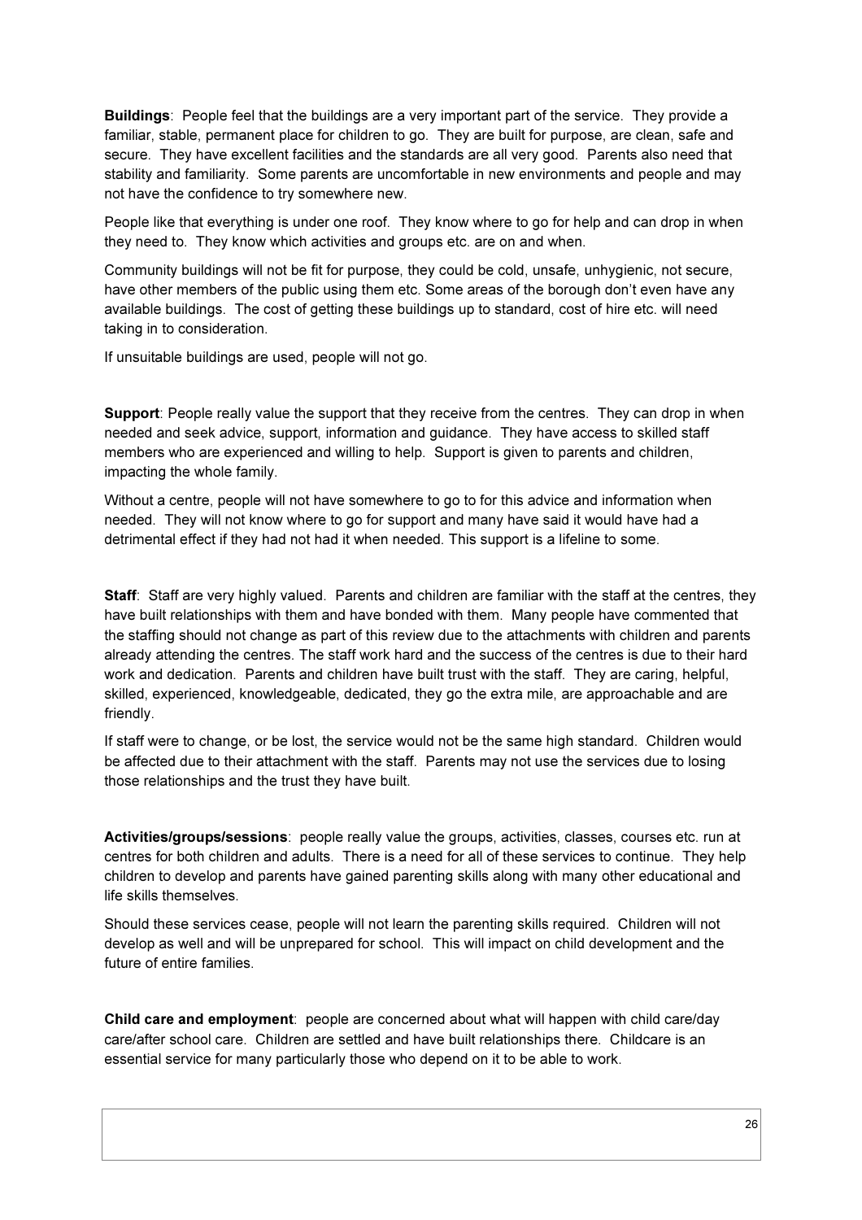**Buildings**: People feel that the buildings are a very important part of the service. They provide a familiar, stable, permanent place for children to go. They are built for purpose, are clean, safe and secure. They have excellent facilities and the standards are all very good. Parents also need that stability and familiarity. Some parents are uncomfortable in new environments and people and may not have the confidence to try somewhere new.

People like that everything is under one roof. They know where to go for help and can drop in when they need to. They know which activities and groups etc. are on and when.

Community buildings will not be fit for purpose, they could be cold, unsafe, unhygienic, not secure, have other members of the public using them etc. Some areas of the borough don't even have any available buildings. The cost of getting these buildings up to standard, cost of hire etc. will need taking in to consideration.

If unsuitable buildings are used, people will not go.

**Support**: People really value the support that they receive from the centres. They can drop in when needed and seek advice, support, information and guidance. They have access to skilled staff members who are experienced and willing to help. Support is given to parents and children, impacting the whole family.

Without a centre, people will not have somewhere to go to for this advice and information when needed. They will not know where to go for support and many have said it would have had a detrimental effect if they had not had it when needed. This support is a lifeline to some.

**Staff**: Staff are very highly valued. Parents and children are familiar with the staff at the centres, they have built relationships with them and have bonded with them. Many people have commented that the staffing should not change as part of this review due to the attachments with children and parents already attending the centres. The staff work hard and the success of the centres is due to their hard work and dedication. Parents and children have built trust with the staff. They are caring, helpful, skilled, experienced, knowledgeable, dedicated, they go the extra mile, are approachable and are friendly.

If staff were to change, or be lost, the service would not be the same high standard. Children would be affected due to their attachment with the staff. Parents may not use the services due to losing those relationships and the trust they have built.

**Activities/groups/sessions**: people really value the groups, activities, classes, courses etc. run at centres for both children and adults. There is a need for all of these services to continue. They help children to develop and parents have gained parenting skills along with many other educational and life skills themselves.

Should these services cease, people will not learn the parenting skills required. Children will not develop as well and will be unprepared for school. This will impact on child development and the future of entire families.

**Child care and employment**: people are concerned about what will happen with child care/day care/after school care. Children are settled and have built relationships there. Childcare is an essential service for many particularly those who depend on it to be able to work.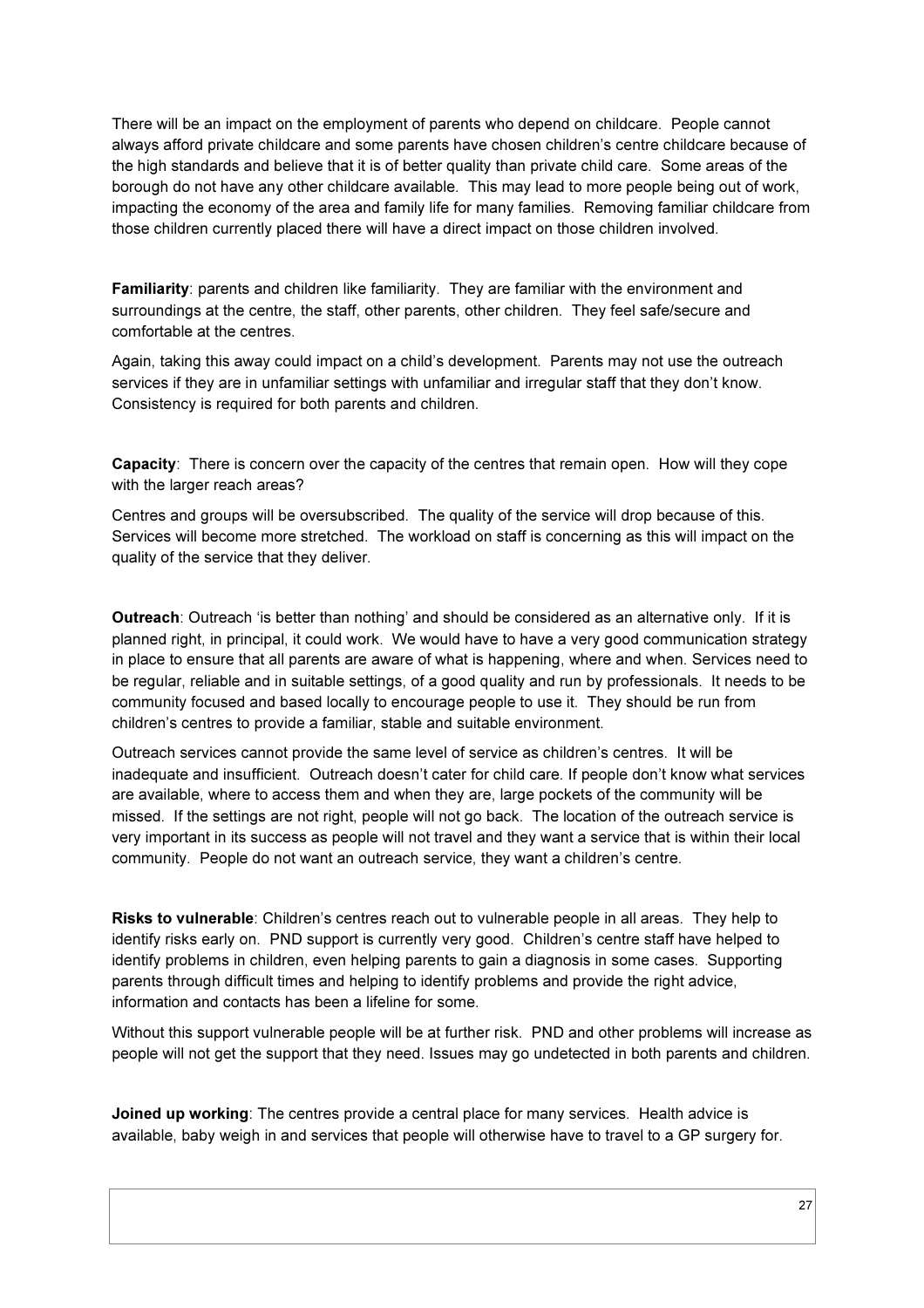There will be an impact on the employment of parents who depend on childcare. People cannot always afford private childcare and some parents have chosen children's centre childcare because of the high standards and believe that it is of better quality than private child care. Some areas of the borough do not have any other childcare available. This may lead to more people being out of work, impacting the economy of the area and family life for many families. Removing familiar childcare from those children currently placed there will have a direct impact on those children involved.

**Familiarity**: parents and children like familiarity. They are familiar with the environment and surroundings at the centre, the staff, other parents, other children. They feel safe/secure and comfortable at the centres.

Again, taking this away could impact on a child's development. Parents may not use the outreach services if they are in unfamiliar settings with unfamiliar and irregular staff that they don't know. Consistency is required for both parents and children.

**Capacity**: There is concern over the capacity of the centres that remain open. How will they cope with the larger reach areas?

Centres and groups will be oversubscribed. The quality of the service will drop because of this. Services will become more stretched. The workload on staff is concerning as this will impact on the quality of the service that they deliver.

**Outreach**: Outreach 'is better than nothing' and should be considered as an alternative only. If it is planned right, in principal, it could work. We would have to have a very good communication strategy in place to ensure that all parents are aware of what is happening, where and when. Services need to be regular, reliable and in suitable settings, of a good quality and run by professionals. It needs to be community focused and based locally to encourage people to use it. They should be run from children's centres to provide a familiar, stable and suitable environment.

Outreach services cannot provide the same level of service as children's centres. It will be inadequate and insufficient. Outreach doesn't cater for child care. If people don't know what services are available, where to access them and when they are, large pockets of the community will be missed. If the settings are not right, people will not go back. The location of the outreach service is very important in its success as people will not travel and they want a service that is within their local community. People do not want an outreach service, they want a children's centre.

**Risks to vulnerable**: Children's centres reach out to vulnerable people in all areas. They help to identify risks early on. PND support is currently very good. Children's centre staff have helped to identify problems in children, even helping parents to gain a diagnosis in some cases. Supporting parents through difficult times and helping to identify problems and provide the right advice, information and contacts has been a lifeline for some.

Without this support vulnerable people will be at further risk. PND and other problems will increase as people will not get the support that they need. Issues may go undetected in both parents and children.

**Joined up working**: The centres provide a central place for many services. Health advice is available, baby weigh in and services that people will otherwise have to travel to a GP surgery for.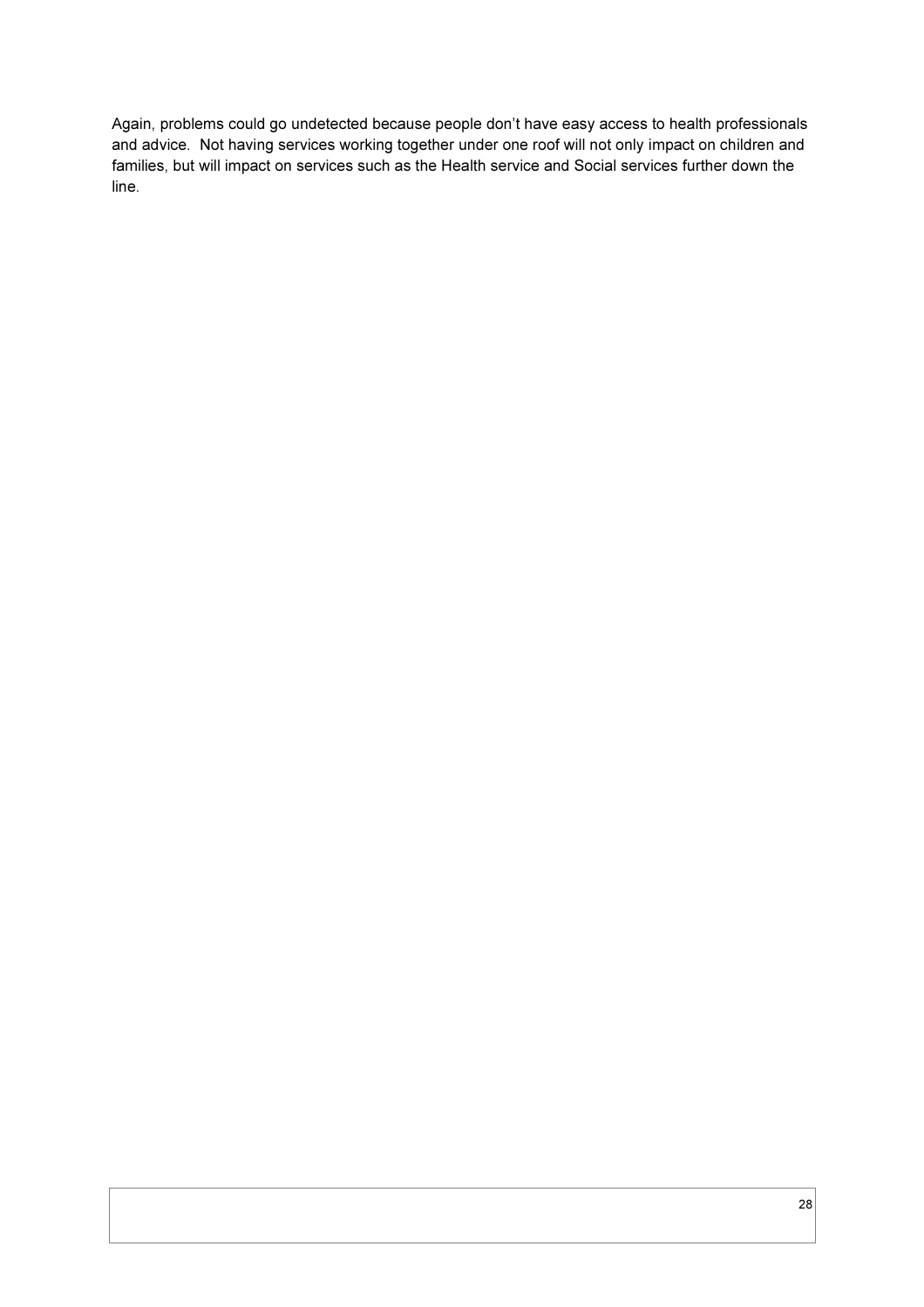Again, problems could go undetected because people don't have easy access to health professionals and advice. Not having services working together under one roof will not only impact on children and families, but will impact on services such as the Health service and Social services further down the line.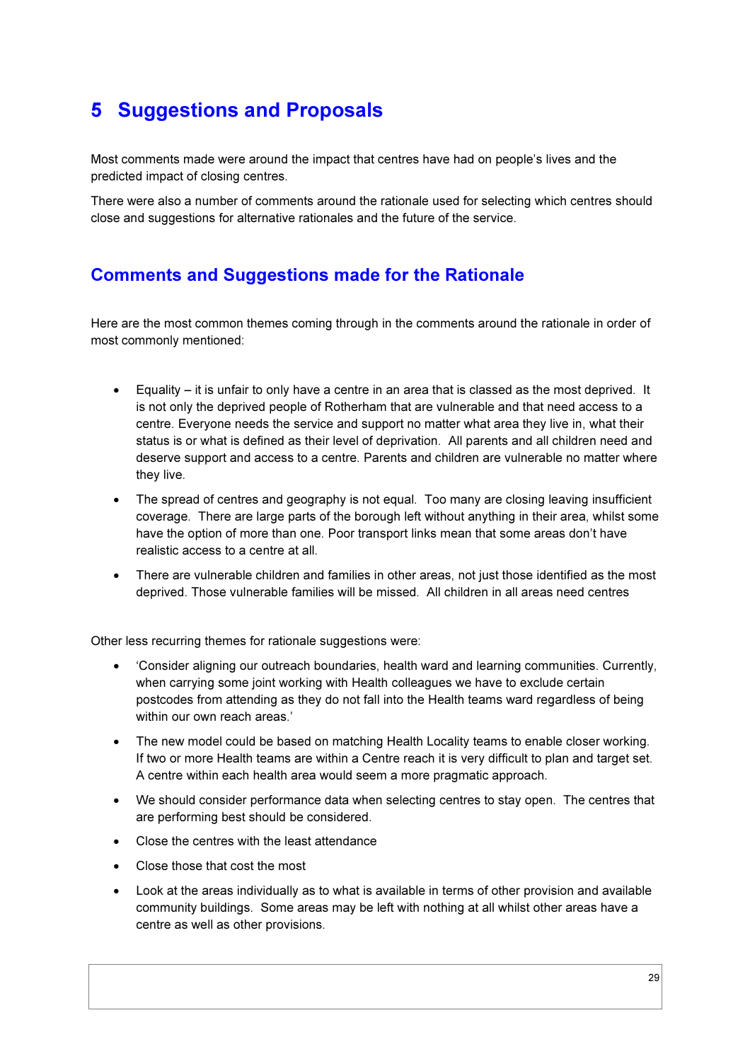# 5 Suggestions and Proposals

Most comments made were around the impact that centres have had on people's lives and the predicted impact of closing centres.

There were also a number of comments around the rationale used for selecting which centres should close and suggestions for alternative rationales and the future of the service.

## Comments and Suggestions made for the Rationale

Here are the most common themes coming through in the comments around the rationale in order of most commonly mentioned:

- Equality – it is unfair to only have a centre in an area that is classed as the most deprived. It is not only the deprived people of Rotherham that are vulnerable and that need access to a centre. Everyone needs the service and support no matter what area they live in, what their status is or what is defined as their level of deprivation. All parents and all children need and deserve support and access to a centre. Parents and children are vulnerable no matter where they live.
- The spread of centres and geography is not equal. Too many are closing leaving insufficient coverage. There are large parts of the borough left without anything in their area, whilst some have the option of more than one. Poor transport links mean that some areas don't have realistic access to a centre at all.
- There are vulnerable children and families in other areas, not just those identified as the most deprived. Those vulnerable families will be missed. All children in all areas need centres

Other less recurring themes for rationale suggestions were:

- 'Consider aligning our outreach boundaries, health ward and learning communities. Currently, when carrying some joint working with Health colleagues we have to exclude certain postcodes from attending as they do not fall into the Health teams ward regardless of being within our own reach areas.'
- The new model could be based on matching Health Locality teams to enable closer working. If two or more Health teams are within a Centre reach it is very difficult to plan and target set. A centre within each health area would seem a more pragmatic approach.
- We should consider performance data when selecting centres to stay open. The centres that are performing best should be considered.
- Close the centres with the least attendance
- Close those that cost the most
- Look at the areas individually as to what is available in terms of other provision and available community buildings. Some areas may be left with nothing at all whilst other areas have a centre as well as other provisions.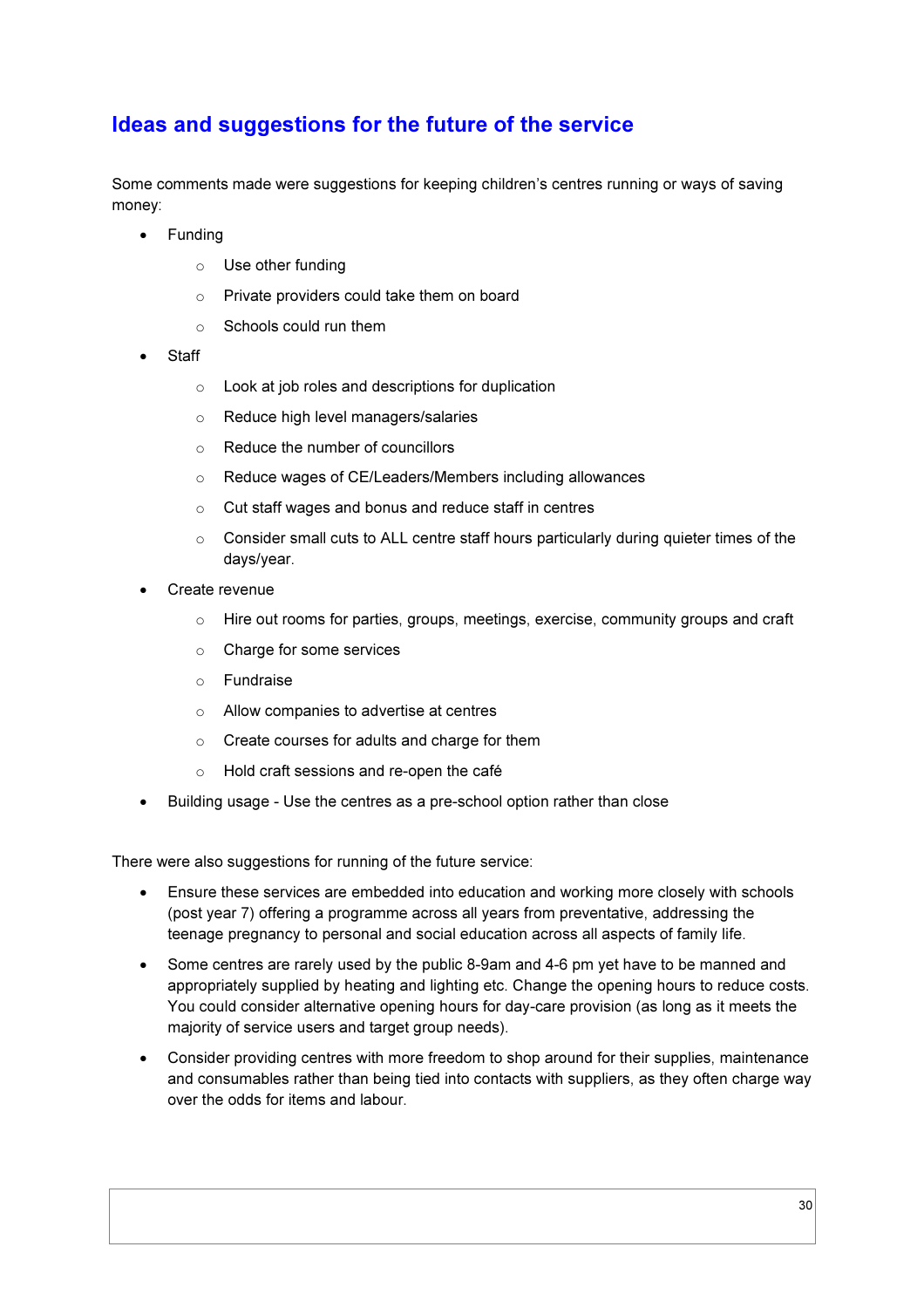## Ideas and suggestions for the future of the service

Some comments made were suggestions for keeping children's centres running or ways of saving money:

- Funding
    - Use other funding
    - Private providers could take them on board
    - Schools could run them
- Staff
    - Look at job roles and descriptions for duplication
    - Reduce high level managers/salaries
    - Reduce the number of councillors
    - Reduce wages of CE/Leaders/Members including allowances
    - Cut staff wages and bonus and reduce staff in centres
    - Consider small cuts to ALL centre staff hours particularly during quieter times of the days/year.
- Create revenue
    - Hire out rooms for parties, groups, meetings, exercise, community groups and craft
    - Charge for some services
    - Fundraise
    - Allow companies to advertise at centres
    - Create courses for adults and charge for them
    - Hold craft sessions and re-open the café
- Building usage - Use the centres as a pre-school option rather than close

There were also suggestions for running of the future service:

- Ensure these services are embedded into education and working more closely with schools (post year 7) offering a programme across all years from preventative, addressing the teenage pregnancy to personal and social education across all aspects of family life.
- Some centres are rarely used by the public 8-9am and 4-6 pm yet have to be manned and appropriately supplied by heating and lighting etc. Change the opening hours to reduce costs. You could consider alternative opening hours for day-care provision (as long as it meets the majority of service users and target group needs).
- Consider providing centres with more freedom to shop around for their supplies, maintenance and consumables rather than being tied into contacts with suppliers, as they often charge way over the odds for items and labour.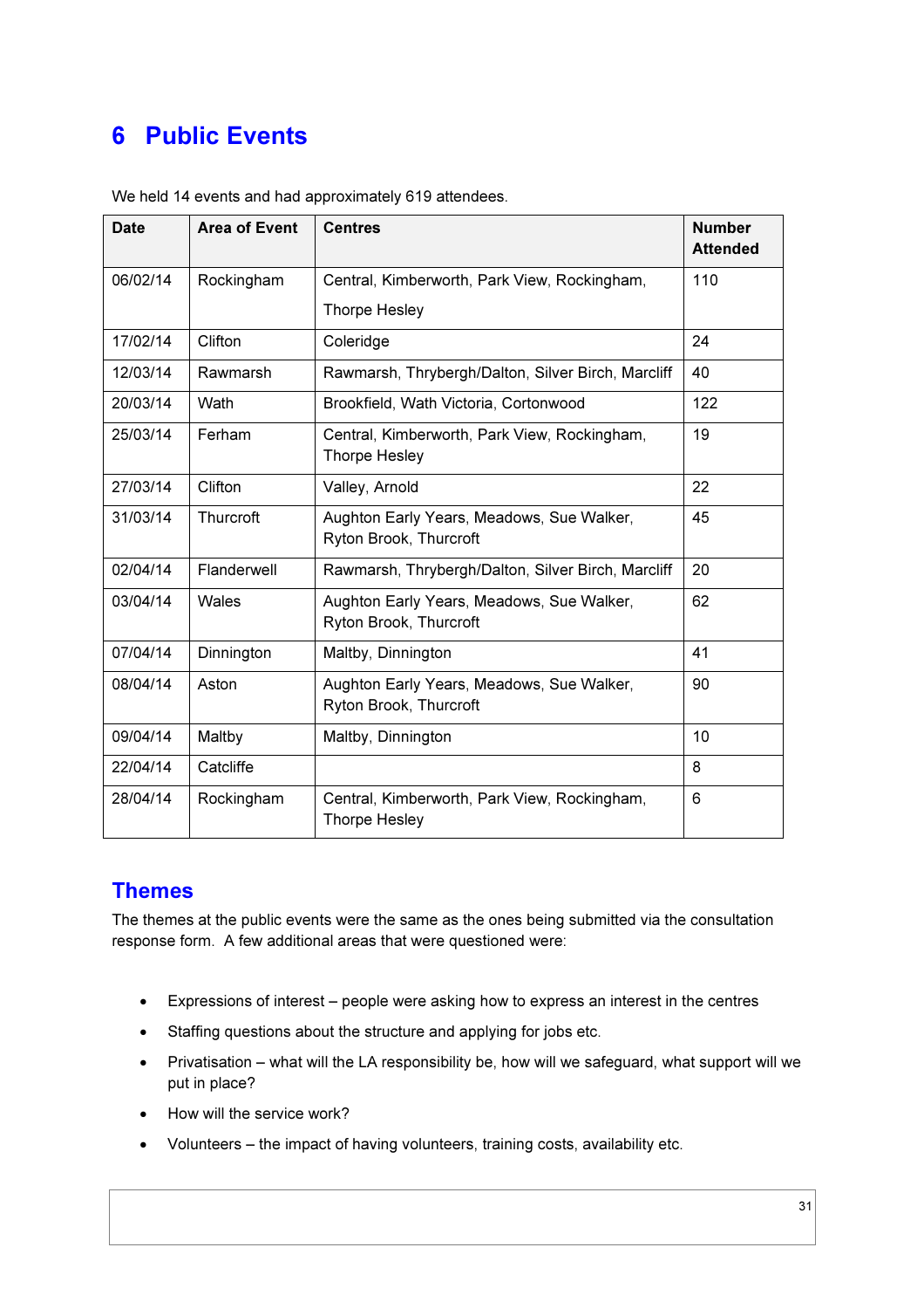# 6 Public Events

We held 14 events and had approximately 619 attendees.

| Date | Area of Event | Centres | Number Attended |
|---|---|---|---|
| 06/02/14 | Rockingham | Central, Kimberworth, Park View, Rockingham, Thorpe Hesley | 110 |
| 17/02/14 | Clifton | Coleridge | 24 |
| 12/03/14 | Rawmarsh | Rawmarsh, Thrybergh/Dalton, Silver Birch, Marcliff | 40 |
| 20/03/14 | Wath | Brookfield, Wath Victoria, Cortonwood | 122 |
| 25/03/14 | Ferham | Central, Kimberworth, Park View, Rockingham, Thorpe Hesley | 19 |
| 27/03/14 | Clifton | Valley, Arnold | 22 |
| 31/03/14 | Thurcroft | Aughton Early Years, Meadows, Sue Walker, Ryton Brook, Thurcroft | 45 |
| 02/04/14 | Flanderwell | Rawmarsh, Thrybergh/Dalton, Silver Birch, Marcliff | 20 |
| 03/04/14 | Wales | Aughton Early Years, Meadows, Sue Walker, Ryton Brook, Thurcroft | 62 |
| 07/04/14 | Dinnington | Maltby, Dinnington | 41 |
| 08/04/14 | Aston | Aughton Early Years, Meadows, Sue Walker, Ryton Brook, Thurcroft | 90 |
| 09/04/14 | Maltby | Maltby, Dinnington | 10 |
| 22/04/14 | Catcliffe | | 8 |
| 28/04/14 | Rockingham | Central, Kimberworth, Park View, Rockingham, Thorpe Hesley | 6 |

## Themes

The themes at the public events were the same as the ones being submitted via the consultation response form. A few additional areas that were questioned were:

- Expressions of interest – people were asking how to express an interest in the centres
- Staffing questions about the structure and applying for jobs etc.
- Privatisation – what will the LA responsibility be, how will we safeguard, what support will we put in place?
- How will the service work?
- Volunteers – the impact of having volunteers, training costs, availability etc.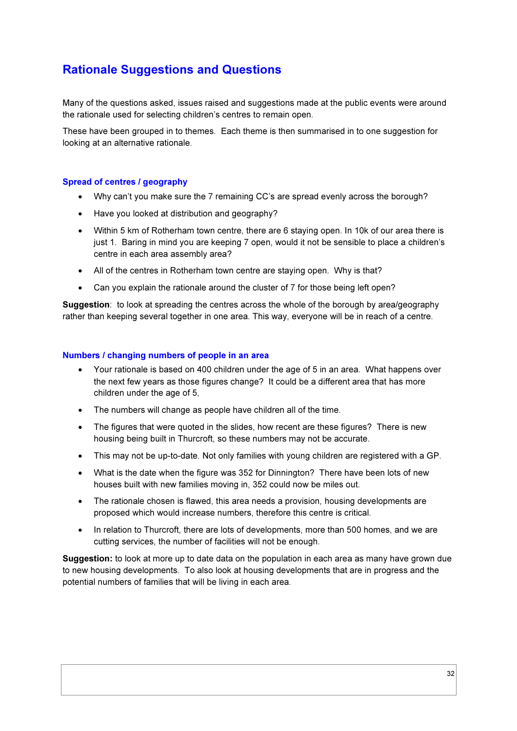## Rationale Suggestions and Questions

Many of the questions asked, issues raised and suggestions made at the public events were around the rationale used for selecting children's centres to remain open.

These have been grouped in to themes. Each theme is then summarised in to one suggestion for looking at an alternative rationale.

### Spread of centres / geography

- Why can't you make sure the 7 remaining CC's are spread evenly across the borough?
- Have you looked at distribution and geography?
- Within 5 km of Rotherham town centre, there are 6 staying open. In 10k of our area there is just 1. Baring in mind you are keeping 7 open, would it not be sensible to place a children's centre in each area assembly area?
- All of the centres in Rotherham town centre are staying open. Why is that?
- Can you explain the rationale around the cluster of 7 for those being left open?

**Suggestion**: to look at spreading the centres across the whole of the borough by area/geography rather than keeping several together in one area. This way, everyone will be in reach of a centre.

### Numbers / changing numbers of people in an area

- Your rationale is based on 400 children under the age of 5 in an area. What happens over the next few years as those figures change? It could be a different area that has more children under the age of 5,
- The numbers will change as people have children all of the time.
- The figures that were quoted in the slides, how recent are these figures? There is new housing being built in Thurcroft, so these numbers may not be accurate.
- This may not be up-to-date. Not only families with young children are registered with a GP.
- What is the date when the figure was 352 for Dinnington? There have been lots of new houses built with new families moving in, 352 could now be miles out.
- The rationale chosen is flawed, this area needs a provision, housing developments are proposed which would increase numbers, therefore this centre is critical.
- In relation to Thurcroft, there are lots of developments, more than 500 homes, and we are cutting services, the number of facilities will not be enough.

**Suggestion:** to look at more up to date data on the population in each area as many have grown due to new housing developments. To also look at housing developments that are in progress and the potential numbers of families that will be living in each area.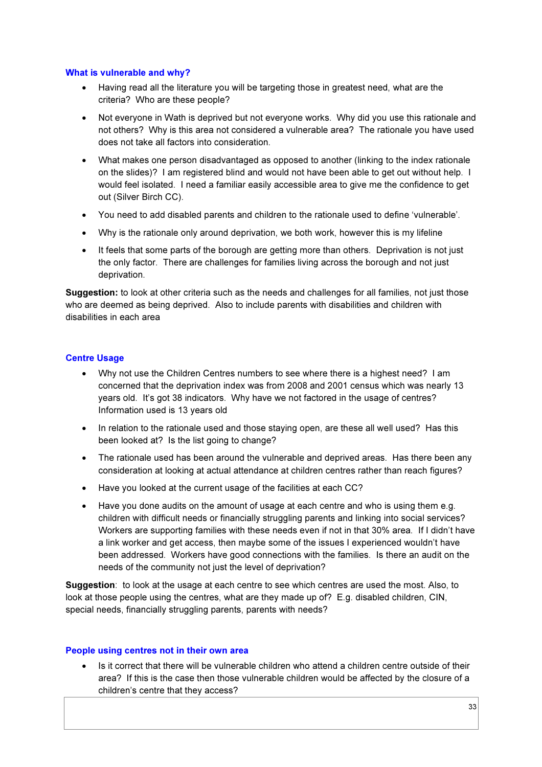### What is vulnerable and why?

- Having read all the literature you will be targeting those in greatest need, what are the criteria? Who are these people?
- Not everyone in Wath is deprived but not everyone works. Why did you use this rationale and not others? Why is this area not considered a vulnerable area? The rationale you have used does not take all factors into consideration.
- What makes one person disadvantaged as opposed to another (linking to the index rationale on the slides)? I am registered blind and would not have been able to get out without help. I would feel isolated. I need a familiar easily accessible area to give me the confidence to get out (Silver Birch CC).
- You need to add disabled parents and children to the rationale used to define 'vulnerable'.
- Why is the rationale only around deprivation, we both work, however this is my lifeline
- It feels that some parts of the borough are getting more than others. Deprivation is not just the only factor. There are challenges for families living across the borough and not just deprivation.

**Suggestion:** to look at other criteria such as the needs and challenges for all families, not just those who are deemed as being deprived. Also to include parents with disabilities and children with disabilities in each area

### Centre Usage

- Why not use the Children Centres numbers to see where there is a highest need? I am concerned that the deprivation index was from 2008 and 2001 census which was nearly 13 years old. It's got 38 indicators. Why have we not factored in the usage of centres? Information used is 13 years old
- In relation to the rationale used and those staying open, are these all well used? Has this been looked at? Is the list going to change?
- The rationale used has been around the vulnerable and deprived areas. Has there been any consideration at looking at actual attendance at children centres rather than reach figures?
- Have you looked at the current usage of the facilities at each CC?
- Have you done audits on the amount of usage at each centre and who is using them e.g. children with difficult needs or financially struggling parents and linking into social services? Workers are supporting families with these needs even if not in that 30% area. If I didn't have a link worker and get access, then maybe some of the issues I experienced wouldn't have been addressed. Workers have good connections with the families. Is there an audit on the needs of the community not just the level of deprivation?

**Suggestion**: to look at the usage at each centre to see which centres are used the most. Also, to look at those people using the centres, what are they made up of? E.g. disabled children, CIN, special needs, financially struggling parents, parents with needs?

### People using centres not in their own area

- Is it correct that there will be vulnerable children who attend a children centre outside of their area? If this is the case then those vulnerable children would be affected by the closure of a children's centre that they access?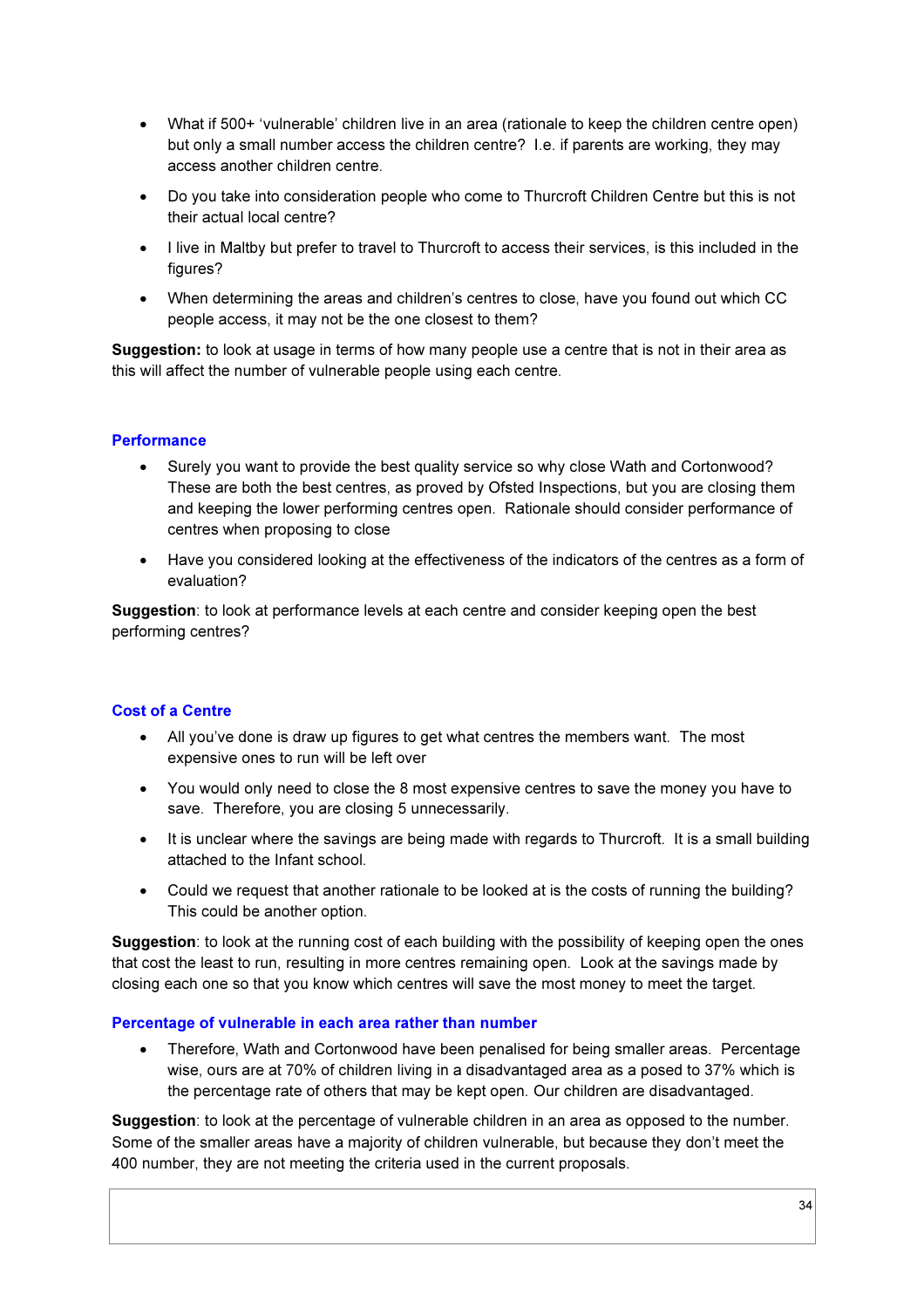- What if 500+ 'vulnerable' children live in an area (rationale to keep the children centre open) but only a small number access the children centre? I.e. if parents are working, they may access another children centre.
- Do you take into consideration people who come to Thurcroft Children Centre but this is not their actual local centre?
- I live in Maltby but prefer to travel to Thurcroft to access their services, is this included in the figures?
- When determining the areas and children's centres to close, have you found out which CC people access, it may not be the one closest to them?

**Suggestion:** to look at usage in terms of how many people use a centre that is not in their area as this will affect the number of vulnerable people using each centre.

### Performance

- Surely you want to provide the best quality service so why close Wath and Cortonwood? These are both the best centres, as proved by Ofsted Inspections, but you are closing them and keeping the lower performing centres open. Rationale should consider performance of centres when proposing to close
- Have you considered looking at the effectiveness of the indicators of the centres as a form of evaluation?

**Suggestion**: to look at performance levels at each centre and consider keeping open the best performing centres?

### Cost of a Centre

- All you've done is draw up figures to get what centres the members want. The most expensive ones to run will be left over
- You would only need to close the 8 most expensive centres to save the money you have to save. Therefore, you are closing 5 unnecessarily.
- It is unclear where the savings are being made with regards to Thurcroft. It is a small building attached to the Infant school.
- Could we request that another rationale to be looked at is the costs of running the building? This could be another option.

**Suggestion**: to look at the running cost of each building with the possibility of keeping open the ones that cost the least to run, resulting in more centres remaining open. Look at the savings made by closing each one so that you know which centres will save the most money to meet the target.

### Percentage of vulnerable in each area rather than number

- Therefore, Wath and Cortonwood have been penalised for being smaller areas. Percentage wise, ours are at 70% of children living in a disadvantaged area as a posed to 37% which is the percentage rate of others that may be kept open. Our children are disadvantaged.

**Suggestion**: to look at the percentage of vulnerable children in an area as opposed to the number. Some of the smaller areas have a majority of children vulnerable, but because they don't meet the 400 number, they are not meeting the criteria used in the current proposals.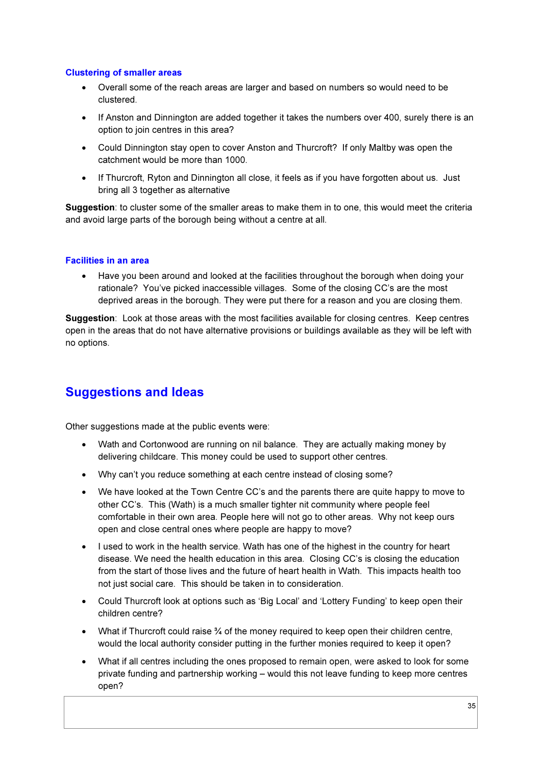### Clustering of smaller areas

- Overall some of the reach areas are larger and based on numbers so would need to be clustered.
- If Anston and Dinnington are added together it takes the numbers over 400, surely there is an option to join centres in this area?
- Could Dinnington stay open to cover Anston and Thurcroft? If only Maltby was open the catchment would be more than 1000.
- If Thurcroft, Ryton and Dinnington all close, it feels as if you have forgotten about us. Just bring all 3 together as alternative

**Suggestion**: to cluster some of the smaller areas to make them in to one, this would meet the criteria and avoid large parts of the borough being without a centre at all.

### Facilities in an area

- Have you been around and looked at the facilities throughout the borough when doing your rationale? You've picked inaccessible villages. Some of the closing CC's are the most deprived areas in the borough. They were put there for a reason and you are closing them.

**Suggestion**: Look at those areas with the most facilities available for closing centres. Keep centres open in the areas that do not have alternative provisions or buildings available as they will be left with no options.

## Suggestions and Ideas

Other suggestions made at the public events were:

- Wath and Cortonwood are running on nil balance. They are actually making money by delivering childcare. This money could be used to support other centres.
- Why can't you reduce something at each centre instead of closing some?
- We have looked at the Town Centre CC's and the parents there are quite happy to move to other CC's. This (Wath) is a much smaller tighter nit community where people feel comfortable in their own area. People here will not go to other areas. Why not keep ours open and close central ones where people are happy to move?
- I used to work in the health service. Wath has one of the highest in the country for heart disease. We need the health education in this area. Closing CC's is closing the education from the start of those lives and the future of heart health in Wath. This impacts health too not just social care. This should be taken in to consideration.
- Could Thurcroft look at options such as 'Big Local' and 'Lottery Funding' to keep open their children centre?
- What if Thurcroft could raise ¾ of the money required to keep open their children centre, would the local authority consider putting in the further monies required to keep it open?
- What if all centres including the ones proposed to remain open, were asked to look for some private funding and partnership working – would this not leave funding to keep more centres open?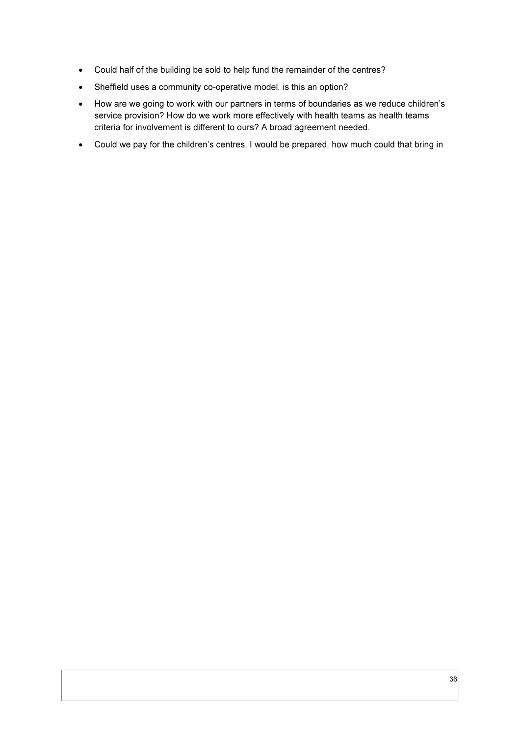- Could half of the building be sold to help fund the remainder of the centres?
- Sheffield uses a community co-operative model, is this an option?
- How are we going to work with our partners in terms of boundaries as we reduce children's service provision? How do we work more effectively with health teams as health teams criteria for involvement is different to ours? A broad agreement needed.
- Could we pay for the children's centres, I would be prepared, how much could that bring in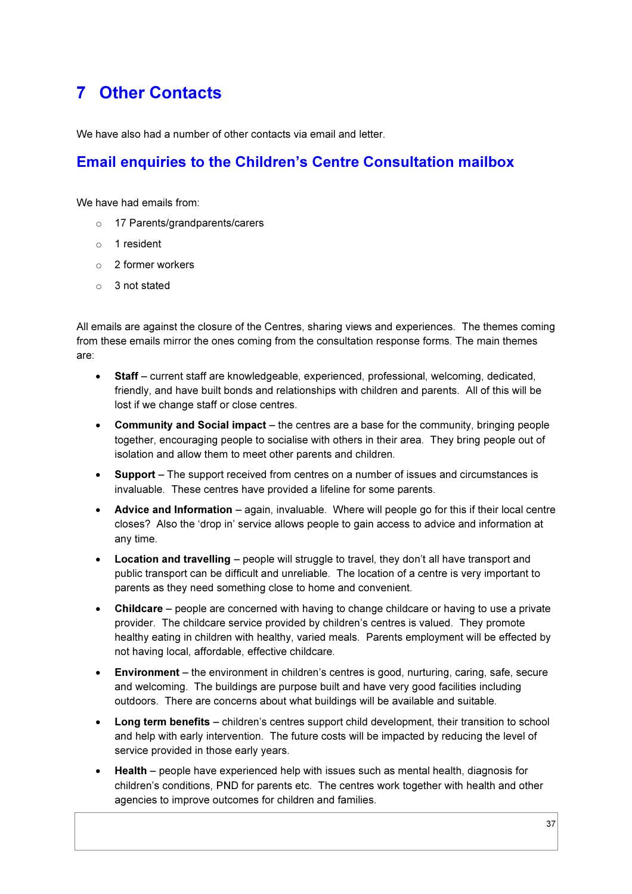# 7 Other Contacts

We have also had a number of other contacts via email and letter.

## Email enquiries to the Children's Centre Consultation mailbox

We have had emails from:

- 17 Parents/grandparents/carers
- 1 resident
- 2 former workers
- 3 not stated

All emails are against the closure of the Centres, sharing views and experiences. The themes coming from these emails mirror the ones coming from the consultation response forms. The main themes are:

- **Staff** – current staff are knowledgeable, experienced, professional, welcoming, dedicated, friendly, and have built bonds and relationships with children and parents. All of this will be lost if we change staff or close centres.
- **Community and Social impact** – the centres are a base for the community, bringing people together, encouraging people to socialise with others in their area. They bring people out of isolation and allow them to meet other parents and children.
- **Support** – The support received from centres on a number of issues and circumstances is invaluable. These centres have provided a lifeline for some parents.
- **Advice and Information** – again, invaluable. Where will people go for this if their local centre closes? Also the 'drop in' service allows people to gain access to advice and information at any time.
- **Location and travelling** – people will struggle to travel, they don't all have transport and public transport can be difficult and unreliable. The location of a centre is very important to parents as they need something close to home and convenient.
- **Childcare** – people are concerned with having to change childcare or having to use a private provider. The childcare service provided by children's centres is valued. They promote healthy eating in children with healthy, varied meals. Parents employment will be effected by not having local, affordable, effective childcare.
- **Environment** – the environment in children's centres is good, nurturing, caring, safe, secure and welcoming. The buildings are purpose built and have very good facilities including outdoors. There are concerns about what buildings will be available and suitable.
- **Long term benefits** – children's centres support child development, their transition to school and help with early intervention. The future costs will be impacted by reducing the level of service provided in those early years.
- **Health** – people have experienced help with issues such as mental health, diagnosis for children's conditions, PND for parents etc. The centres work together with health and other agencies to improve outcomes for children and families.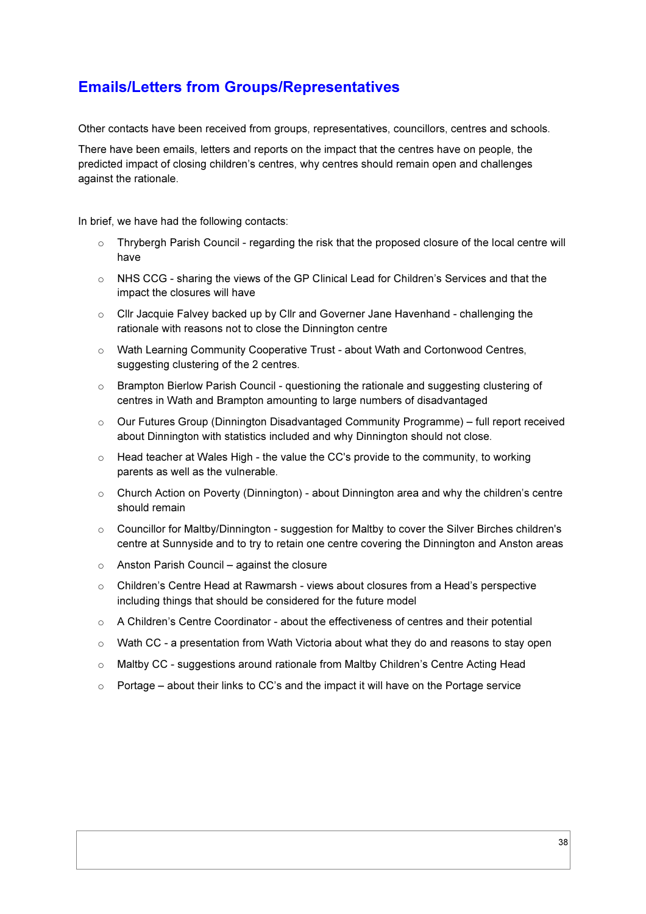## Emails/Letters from Groups/Representatives

Other contacts have been received from groups, representatives, councillors, centres and schools.

There have been emails, letters and reports on the impact that the centres have on people, the predicted impact of closing children's centres, why centres should remain open and challenges against the rationale.

In brief, we have had the following contacts:

- Thrybergh Parish Council - regarding the risk that the proposed closure of the local centre will have
- NHS CCG - sharing the views of the GP Clinical Lead for Children's Services and that the impact the closures will have
- Cllr Jacquie Falvey backed up by Cllr and Governer Jane Havenhand - challenging the rationale with reasons not to close the Dinnington centre
- Wath Learning Community Cooperative Trust - about Wath and Cortonwood Centres, suggesting clustering of the 2 centres.
- Brampton Bierlow Parish Council - questioning the rationale and suggesting clustering of centres in Wath and Brampton amounting to large numbers of disadvantaged
- Our Futures Group (Dinnington Disadvantaged Community Programme) – full report received about Dinnington with statistics included and why Dinnington should not close.
- Head teacher at Wales High - the value the CC's provide to the community, to working parents as well as the vulnerable.
- Church Action on Poverty (Dinnington) - about Dinnington area and why the children's centre should remain
- Councillor for Maltby/Dinnington - suggestion for Maltby to cover the Silver Birches children's centre at Sunnyside and to try to retain one centre covering the Dinnington and Anston areas
- Anston Parish Council – against the closure
- Children's Centre Head at Rawmarsh - views about closures from a Head's perspective including things that should be considered for the future model
- A Children's Centre Coordinator - about the effectiveness of centres and their potential
- Wath CC - a presentation from Wath Victoria about what they do and reasons to stay open
- Maltby CC - suggestions around rationale from Maltby Children's Centre Acting Head
- Portage – about their links to CC's and the impact it will have on the Portage service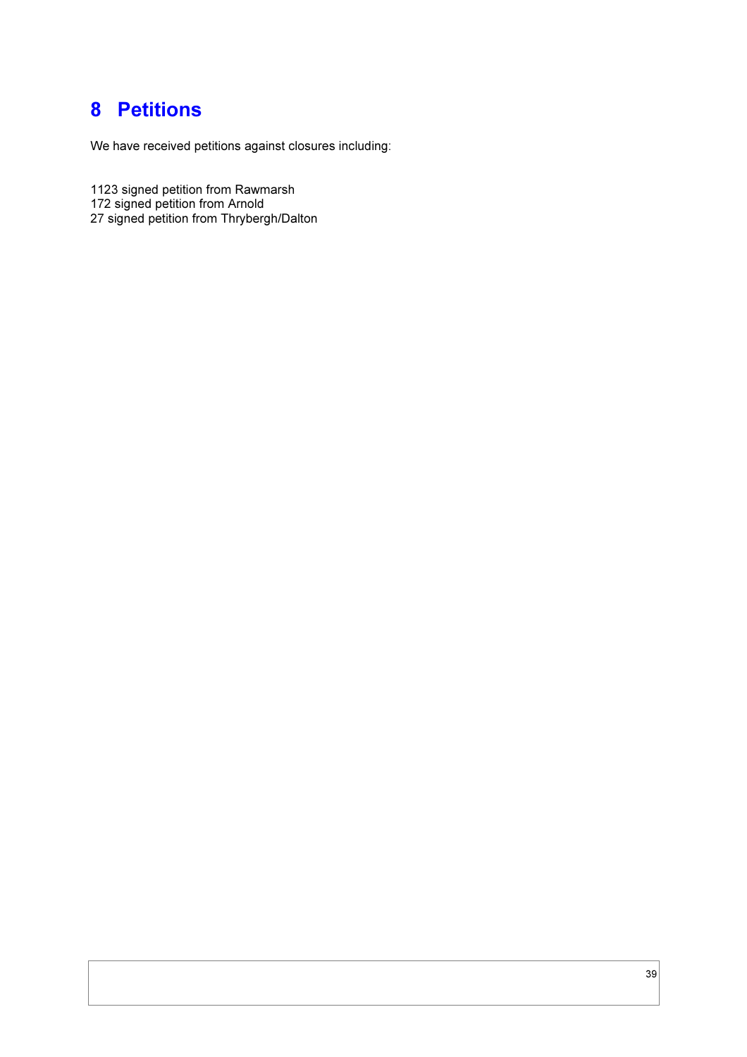# 8 Petitions

We have received petitions against closures including:

1123 signed petition from Rawmarsh
172 signed petition from Arnold
27 signed petition from Thrybergh/Dalton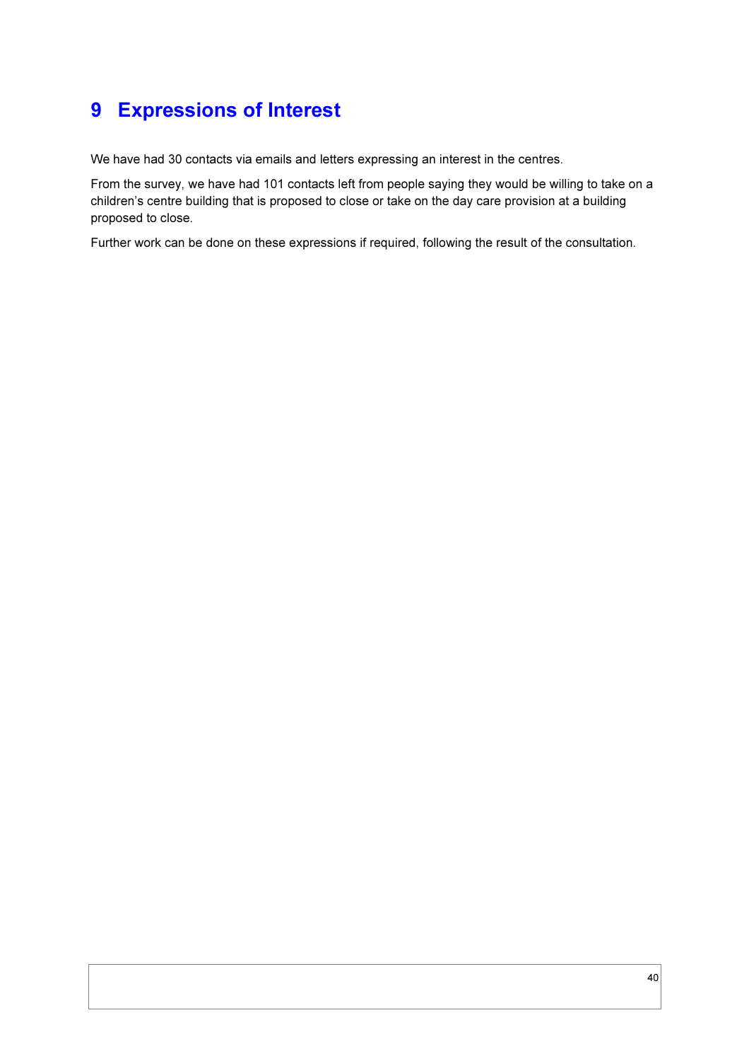# 9 Expressions of Interest

We have had 30 contacts via emails and letters expressing an interest in the centres.

From the survey, we have had 101 contacts left from people saying they would be willing to take on a children's centre building that is proposed to close or take on the day care provision at a building proposed to close.

Further work can be done on these expressions if required, following the result of the consultation.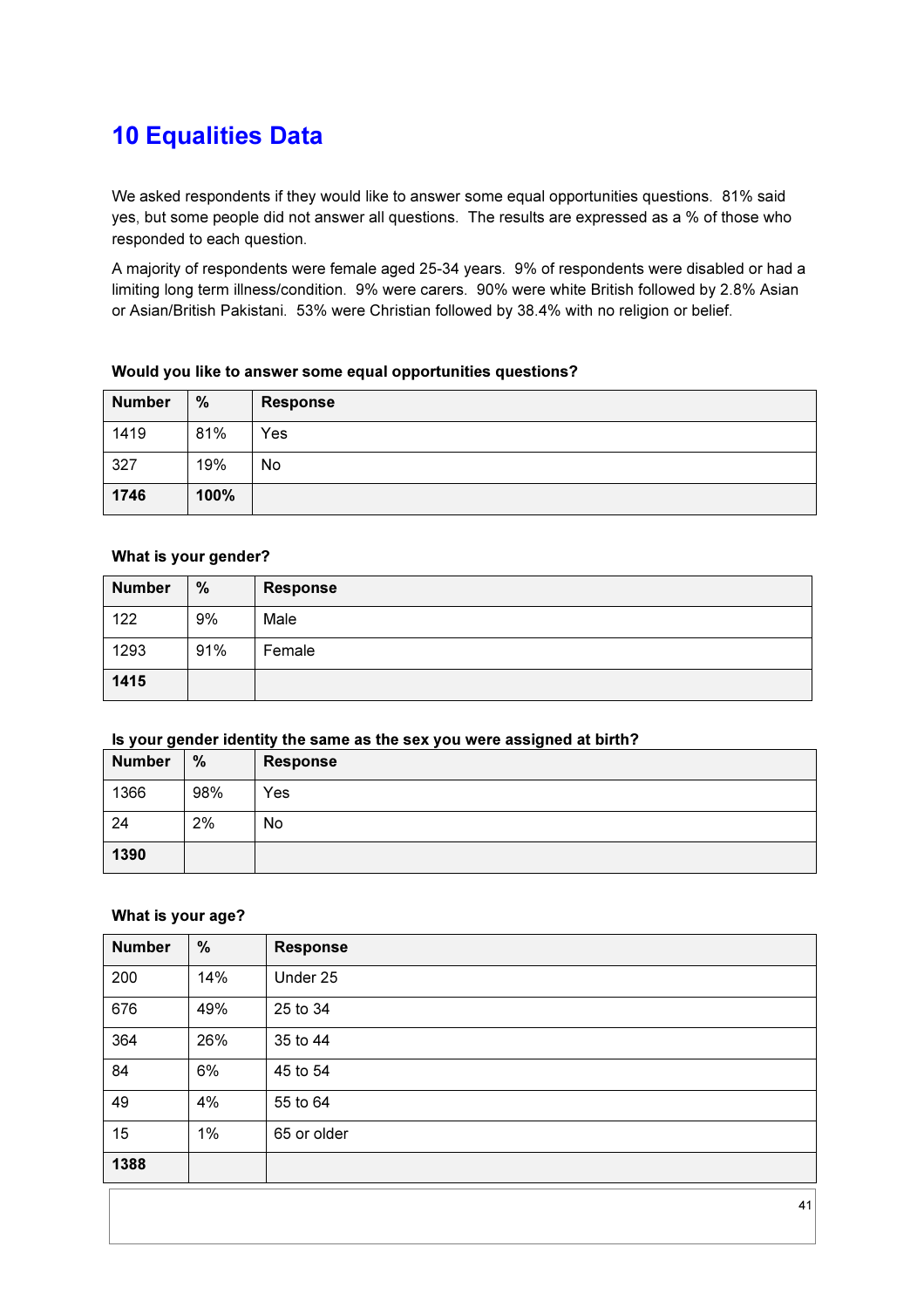# 10 Equalities Data

We asked respondents if they would like to answer some equal opportunities questions. 81% said yes, but some people did not answer all questions. The results are expressed as a % of those who responded to each question.

A majority of respondents were female aged 25-34 years. 9% of respondents were disabled or had a limiting long term illness/condition. 9% were carers. 90% were white British followed by 2.8% Asian or Asian/British Pakistani. 53% were Christian followed by 38.4% with no religion or belief.

**Would you like to answer some equal opportunities questions?**

| Number | % | Response |
|---|---|---|
| 1419 | 81% | Yes |
| 327 | 19% | No |
| **1746** | **100%** | |

**What is your gender?**

| Number | % | Response |
|---|---|---|
| 122 | 9% | Male |
| 1293 | 91% | Female |
| **1415** | | |

**Is your gender identity the same as the sex you were assigned at birth?**

| Number | % | Response |
|---|---|---|
| 1366 | 98% | Yes |
| 24 | 2% | No |
| **1390** | | |

**What is your age?**

| Number | % | Response |
|---|---|---|
| 200 | 14% | Under 25 |
| 676 | 49% | 25 to 34 |
| 364 | 26% | 35 to 44 |
| 84 | 6% | 45 to 54 |
| 49 | 4% | 55 to 64 |
| 15 | 1% | 65 or older |
| **1388** | | |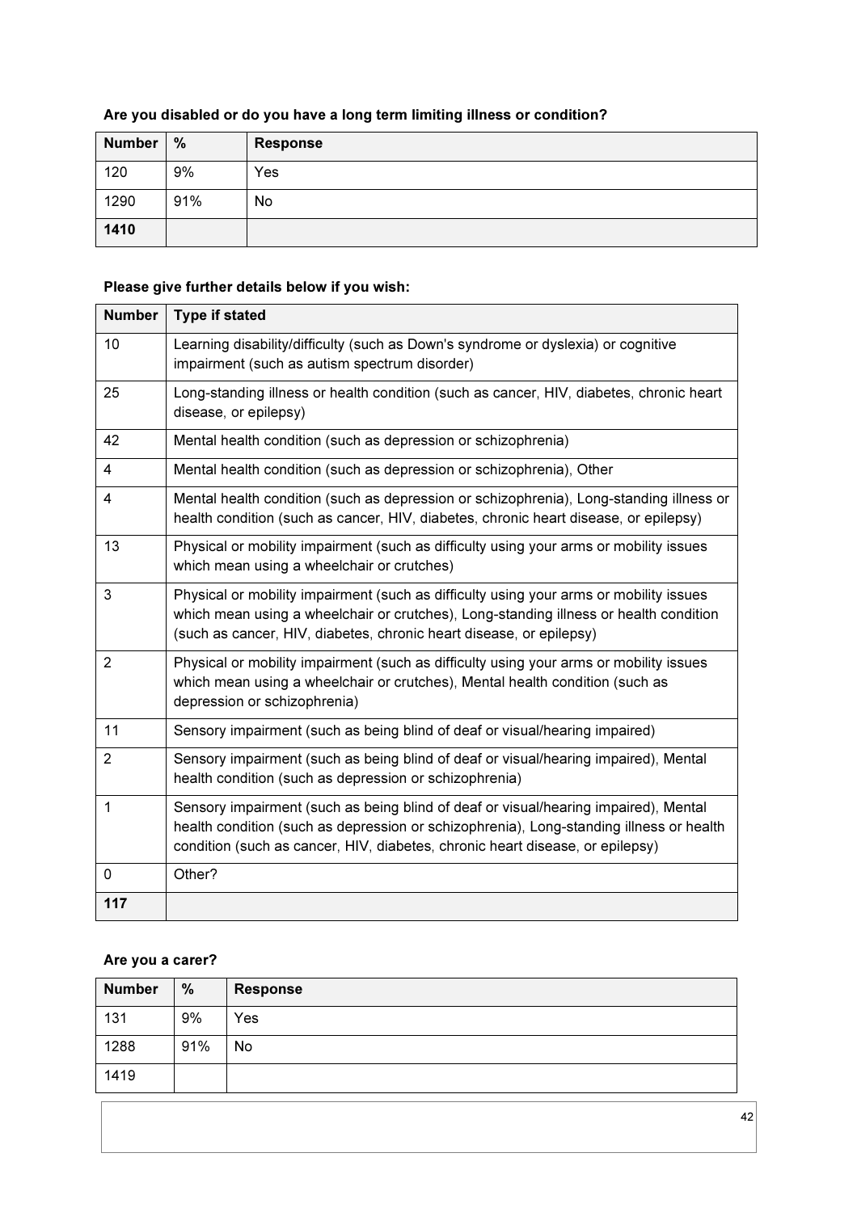**Are you disabled or do you have a long term limiting illness or condition?**

| Number | % | Response |
|---|---|---|
| 120 | 9% | Yes |
| 1290 | 91% | No |
| **1410** | | |

**Please give further details below if you wish:**

| Number | Type if stated |
|---|---|
| 10 | Learning disability/difficulty (such as Down's syndrome or dyslexia) or cognitive impairment (such as autism spectrum disorder) |
| 25 | Long-standing illness or health condition (such as cancer, HIV, diabetes, chronic heart disease, or epilepsy) |
| 42 | Mental health condition (such as depression or schizophrenia) |
| 4 | Mental health condition (such as depression or schizophrenia), Other |
| 4 | Mental health condition (such as depression or schizophrenia), Long-standing illness or health condition (such as cancer, HIV, diabetes, chronic heart disease, or epilepsy) |
| 13 | Physical or mobility impairment (such as difficulty using your arms or mobility issues which mean using a wheelchair or crutches) |
| 3 | Physical or mobility impairment (such as difficulty using your arms or mobility issues which mean using a wheelchair or crutches), Long-standing illness or health condition (such as cancer, HIV, diabetes, chronic heart disease, or epilepsy) |
| 2 | Physical or mobility impairment (such as difficulty using your arms or mobility issues which mean using a wheelchair or crutches), Mental health condition (such as depression or schizophrenia) |
| 11 | Sensory impairment (such as being blind of deaf or visual/hearing impaired) |
| 2 | Sensory impairment (such as being blind of deaf or visual/hearing impaired), Mental health condition (such as depression or schizophrenia) |
| 1 | Sensory impairment (such as being blind of deaf or visual/hearing impaired), Mental health condition (such as depression or schizophrenia), Long-standing illness or health condition (such as cancer, HIV, diabetes, chronic heart disease, or epilepsy) |
| 0 | Other? |
| **117** | |

**Are you a carer?**

| Number | % | Response |
|---|---|---|
| 131 | 9% | Yes |
| 1288 | 91% | No |
| 1419 | | |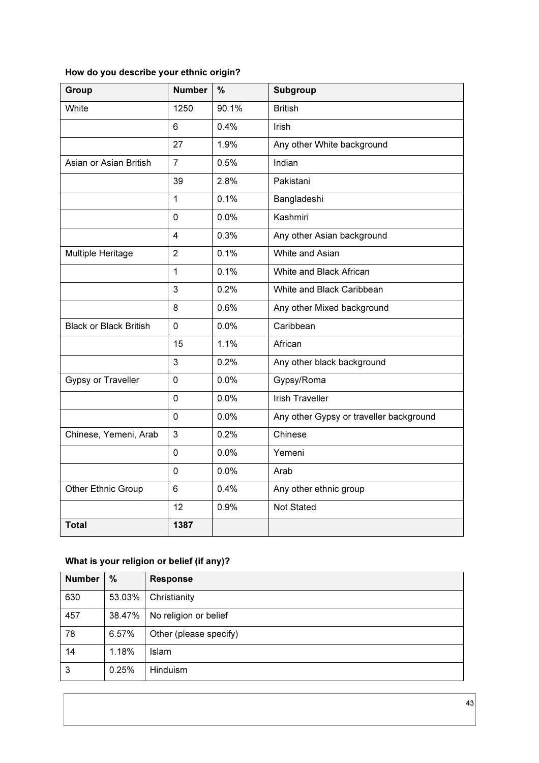**How do you describe your ethnic origin?**

| Group | Number | % | Subgroup |
|---|---|---|---|
| White | 1250 | 90.1% | British |
| | 6 | 0.4% | Irish |
| | 27 | 1.9% | Any other White background |
| Asian or Asian British | 7 | 0.5% | Indian |
| | 39 | 2.8% | Pakistani |
| | 1 | 0.1% | Bangladeshi |
| | 0 | 0.0% | Kashmiri |
| | 4 | 0.3% | Any other Asian background |
| Multiple Heritage | 2 | 0.1% | White and Asian |
| | 1 | 0.1% | White and Black African |
| | 3 | 0.2% | White and Black Caribbean |
| | 8 | 0.6% | Any other Mixed background |
| Black or Black British | 0 | 0.0% | Caribbean |
| | 15 | 1.1% | African |
| | 3 | 0.2% | Any other black background |
| Gypsy or Traveller | 0 | 0.0% | Gypsy/Roma |
| | 0 | 0.0% | Irish Traveller |
| | 0 | 0.0% | Any other Gypsy or traveller background |
| Chinese, Yemeni, Arab | 3 | 0.2% | Chinese |
| | 0 | 0.0% | Yemeni |
| | 0 | 0.0% | Arab |
| Other Ethnic Group | 6 | 0.4% | Any other ethnic group |
| | 12 | 0.9% | Not Stated |
| **Total** | **1387** | | |

**What is your religion or belief (if any)?**

| Number | % | Response |
|---|---|---|
| 630 | 53.03% | Christianity |
| 457 | 38.47% | No religion or belief |
| 78 | 6.57% | Other (please specify) |
| 14 | 1.18% | Islam |
| 3 | 0.25% | Hinduism |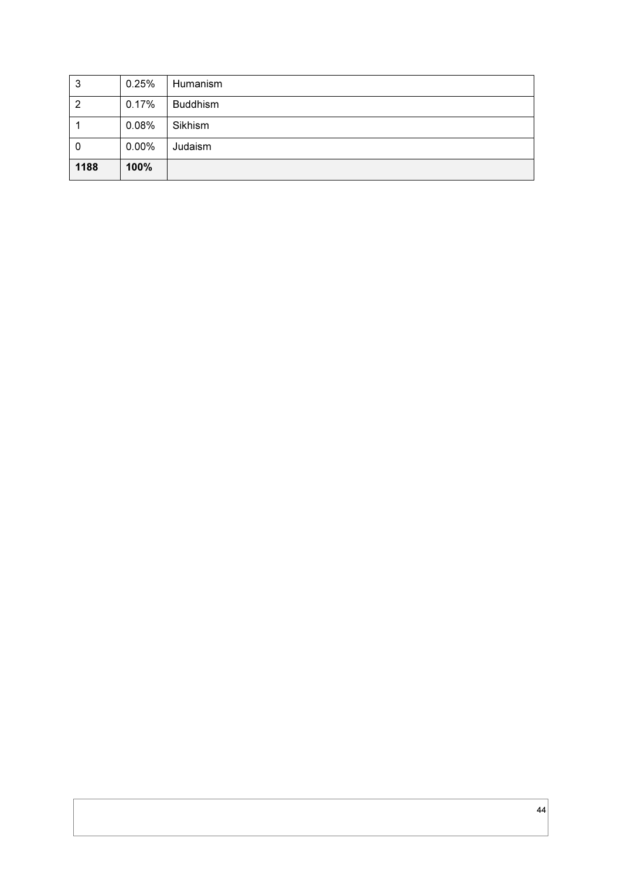| 3 | 0.25% | Humanism |
|---|---|---|
| 2 | 0.17% | Buddhism |
| 1 | 0.08% | Sikhism |
| 0 | 0.00% | Judaism |
| **1188** | **100%** | |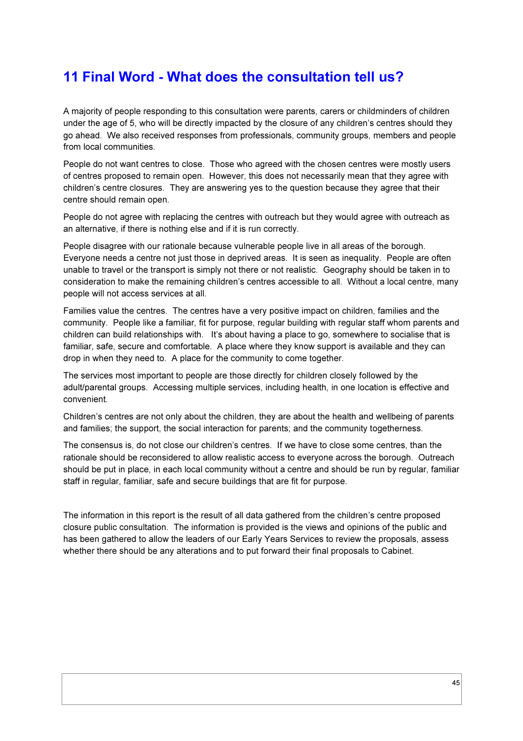# 11 Final Word - What does the consultation tell us?

A majority of people responding to this consultation were parents, carers or childminders of children under the age of 5, who will be directly impacted by the closure of any children's centres should they go ahead. We also received responses from professionals, community groups, members and people from local communities.

People do not want centres to close. Those who agreed with the chosen centres were mostly users of centres proposed to remain open. However, this does not necessarily mean that they agree with children's centre closures. They are answering yes to the question because they agree that their centre should remain open.

People do not agree with replacing the centres with outreach but they would agree with outreach as an alternative, if there is nothing else and if it is run correctly.

People disagree with our rationale because vulnerable people live in all areas of the borough. Everyone needs a centre not just those in deprived areas. It is seen as inequality. People are often unable to travel or the transport is simply not there or not realistic. Geography should be taken in to consideration to make the remaining children's centres accessible to all. Without a local centre, many people will not access services at all.

Families value the centres. The centres have a very positive impact on children, families and the community. People like a familiar, fit for purpose, regular building with regular staff whom parents and children can build relationships with. It's about having a place to go, somewhere to socialise that is familiar, safe, secure and comfortable. A place where they know support is available and they can drop in when they need to. A place for the community to come together.

The services most important to people are those directly for children closely followed by the adult/parental groups. Accessing multiple services, including health, in one location is effective and convenient.

Children's centres are not only about the children, they are about the health and wellbeing of parents and families; the support, the social interaction for parents; and the community togetherness.

The consensus is, do not close our children's centres. If we have to close some centres, than the rationale should be reconsidered to allow realistic access to everyone across the borough. Outreach should be put in place, in each local community without a centre and should be run by regular, familiar staff in regular, familiar, safe and secure buildings that are fit for purpose.

The information in this report is the result of all data gathered from the children's centre proposed closure public consultation. The information is provided is the views and opinions of the public and has been gathered to allow the leaders of our Early Years Services to review the proposals, assess whether there should be any alterations and to put forward their final proposals to Cabinet.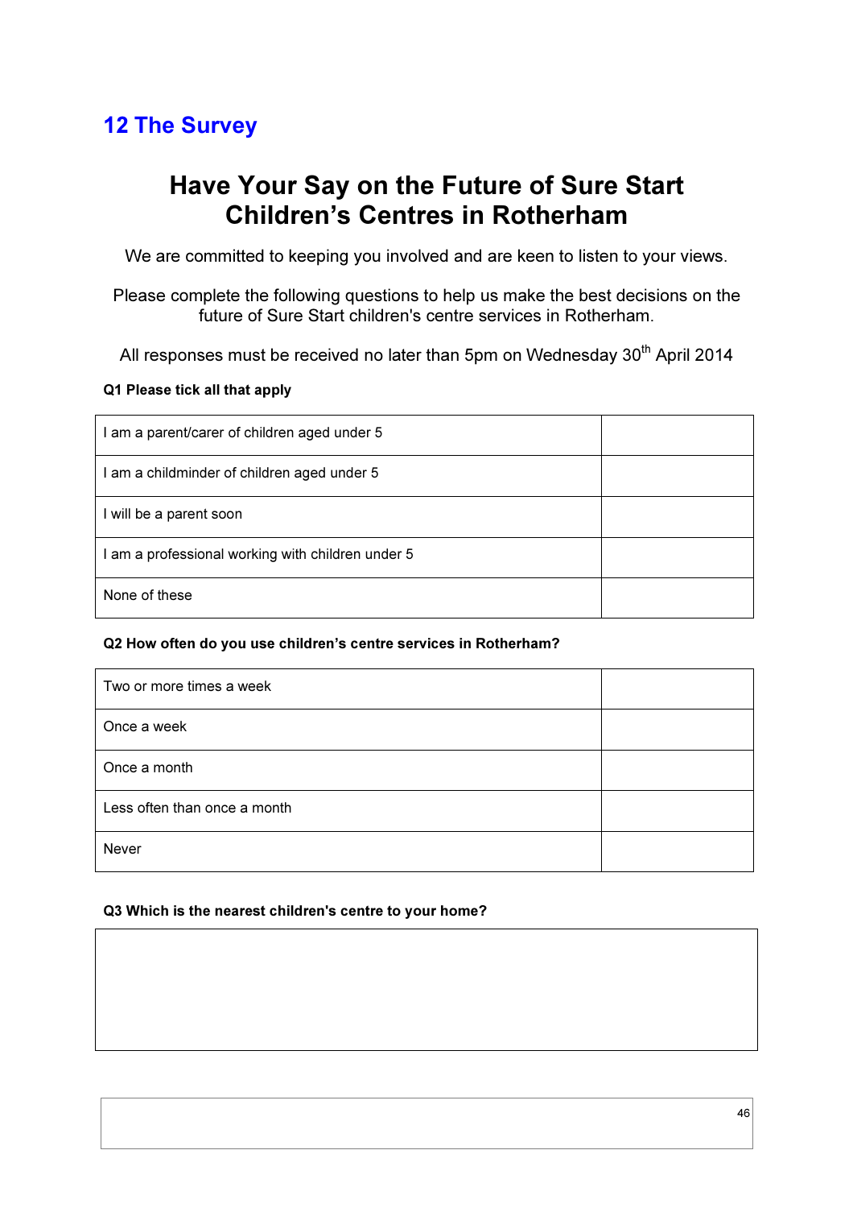## 12 The Survey

# Have Your Say on the Future of Sure Start Children's Centres in Rotherham

We are committed to keeping you involved and are keen to listen to your views.

Please complete the following questions to help us make the best decisions on the future of Sure Start children's centre services in Rotherham.

All responses must be received no later than 5pm on Wednesday 30th April 2014

**Q1 Please tick all that apply**

| | |
|---|---|
| I am a parent/carer of children aged under 5 | |
| I am a childminder of children aged under 5 | |
| I will be a parent soon | |
| I am a professional working with children under 5 | |
| None of these | |

**Q2 How often do you use children's centre services in Rotherham?**

| | |
|---|---|
| Two or more times a week | |
| Once a week | |
| Once a month | |
| Less often than once a month | |
| Never | |

**Q3 Which is the nearest children's centre to your home?**

| |
|---|
| |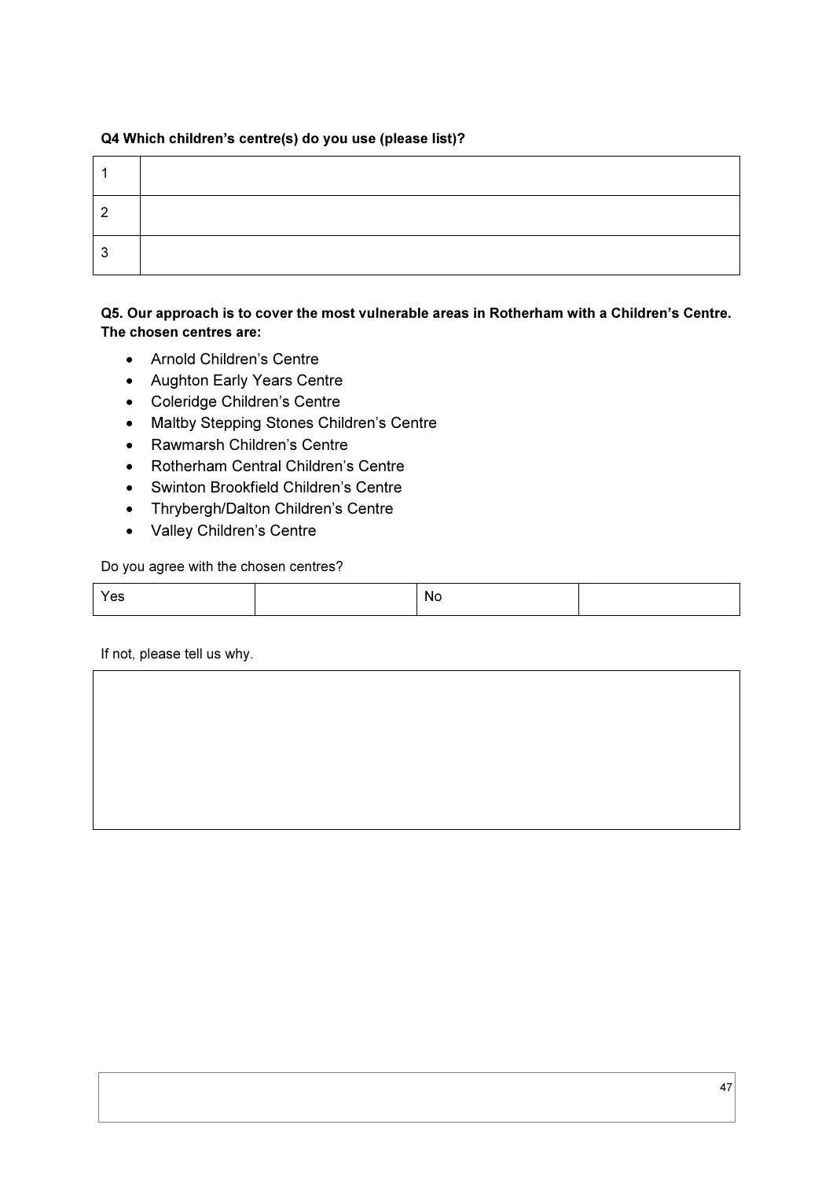**Q4 Which children's centre(s) do you use (please list)?**

| | |
|---|---|
| 1 | |
| 2 | |
| 3 | |

**Q5. Our approach is to cover the most vulnerable areas in Rotherham with a Children's Centre. The chosen centres are:**

- Arnold Children's Centre
- Aughton Early Years Centre
- Coleridge Children's Centre
- Maltby Stepping Stones Children's Centre
- Rawmarsh Children's Centre
- Rotherham Central Children's Centre
- Swinton Brookfield Children's Centre
- Thrybergh/Dalton Children's Centre
- Valley Children's Centre

Do you agree with the chosen centres?

| | | | |
|---|---|---|---|
| Yes | | No | |

If not, please tell us why.

| |
|---|
| |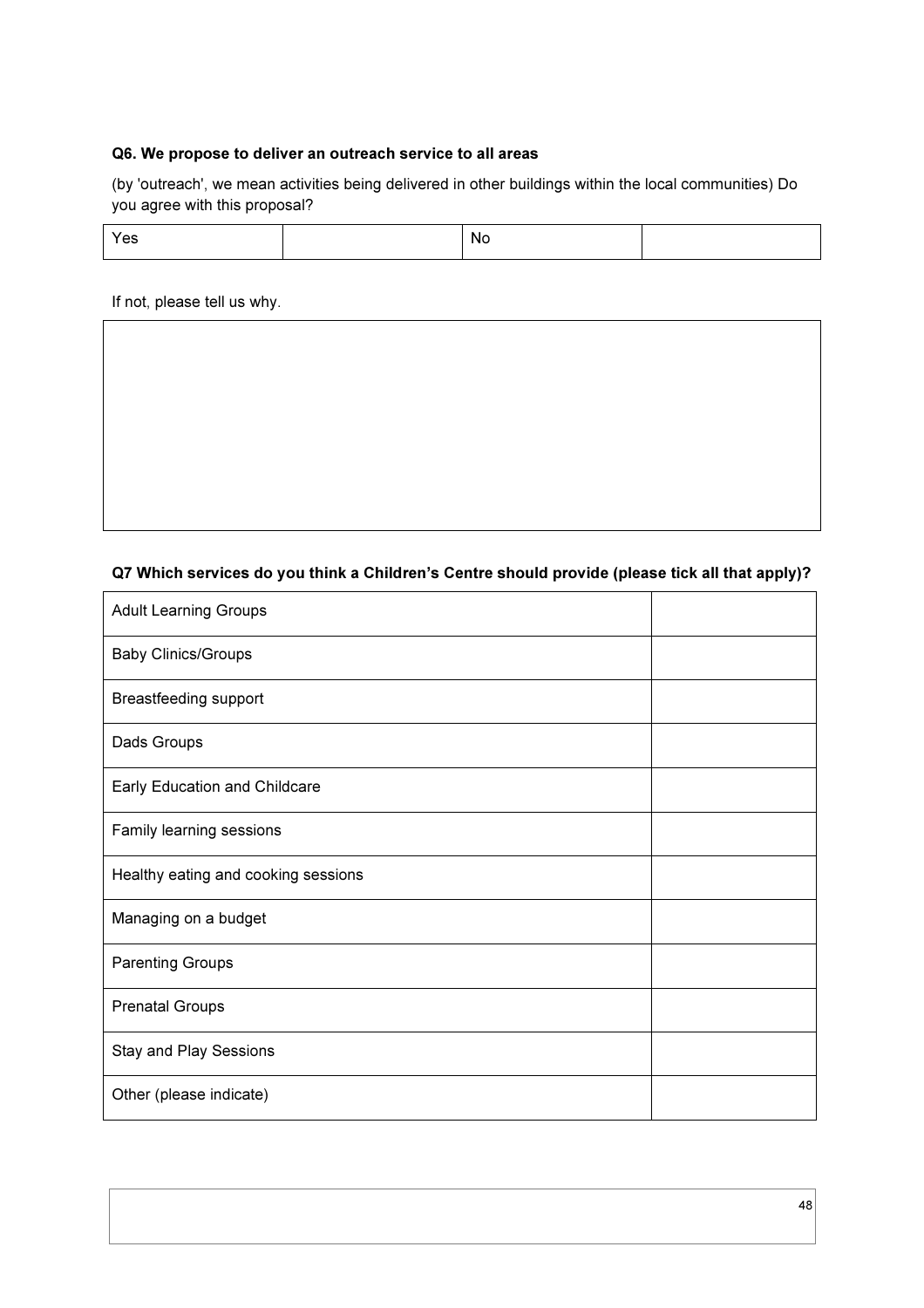**Q6. We propose to deliver an outreach service to all areas**

(by 'outreach', we mean activities being delivered in other buildings within the local communities) Do you agree with this proposal?

| Yes | | No | |
|---|---|---|---|

If not, please tell us why.

| |
|---|
| |

**Q7 Which services do you think a Children's Centre should provide (please tick all that apply)?**

| | |
|---|---|
| Adult Learning Groups | |
| Baby Clinics/Groups | |
| Breastfeeding support | |
| Dads Groups | |
| Early Education and Childcare | |
| Family learning sessions | |
| Healthy eating and cooking sessions | |
| Managing on a budget | |
| Parenting Groups | |
| Prenatal Groups | |
| Stay and Play Sessions | |
| Other (please indicate) | |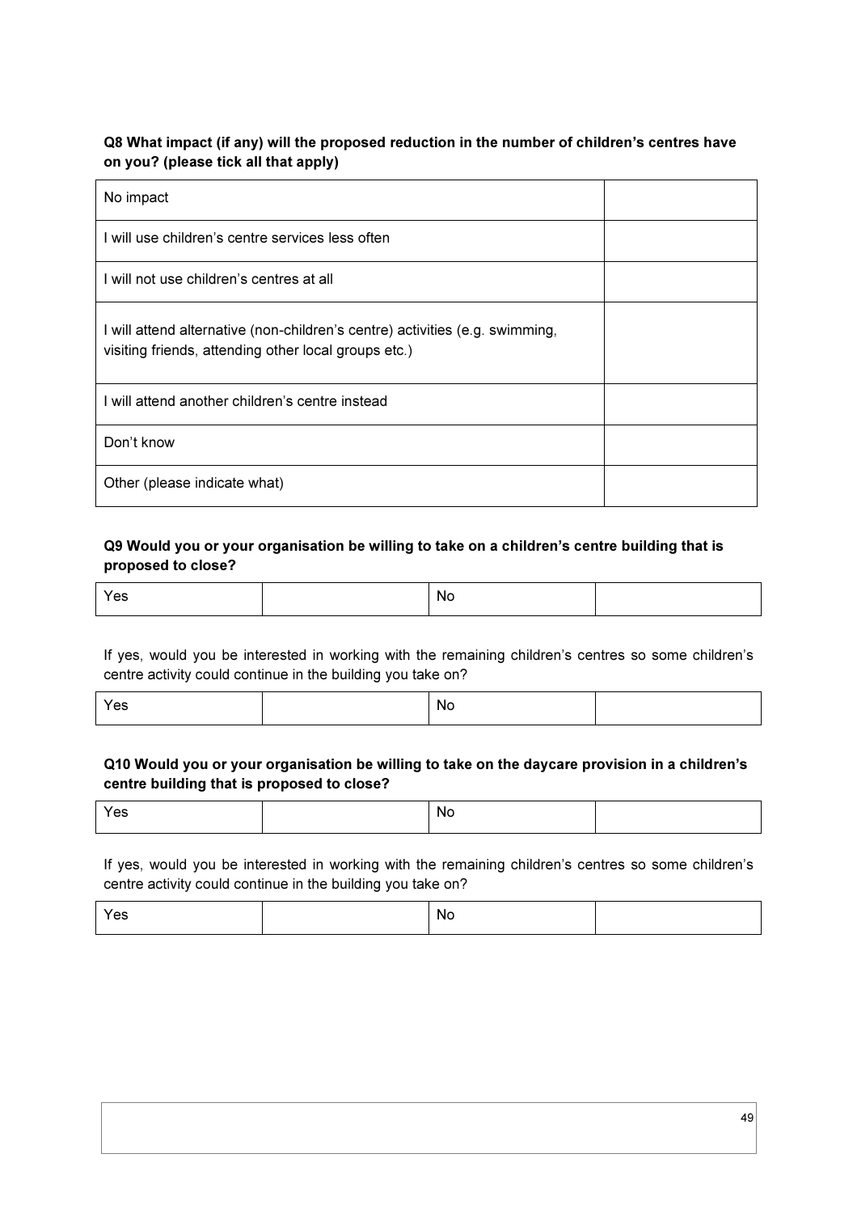**Q8 What impact (if any) will the proposed reduction in the number of children's centres have on you? (please tick all that apply)**

| | |
|---|---|
| No impact | |
| I will use children's centre services less often | |
| I will not use children's centres at all | |
| I will attend alternative (non-children's centre) activities (e.g. swimming, visiting friends, attending other local groups etc.) | |
| I will attend another children's centre instead | |
| Don't know | |
| Other (please indicate what) | |

**Q9 Would you or your organisation be willing to take on a children's centre building that is proposed to close?**

| | | | |
|---|---|---|---|
| Yes | | No | |

If yes, would you be interested in working with the remaining children's centres so some children's centre activity could continue in the building you take on?

| | | | |
|---|---|---|---|
| Yes | | No | |

**Q10 Would you or your organisation be willing to take on the daycare provision in a children's centre building that is proposed to close?**

| | | | |
|---|---|---|---|
| Yes | | No | |

If yes, would you be interested in working with the remaining children's centres so some children's centre activity could continue in the building you take on?

| | | | |
|---|---|---|---|
| Yes | | No | |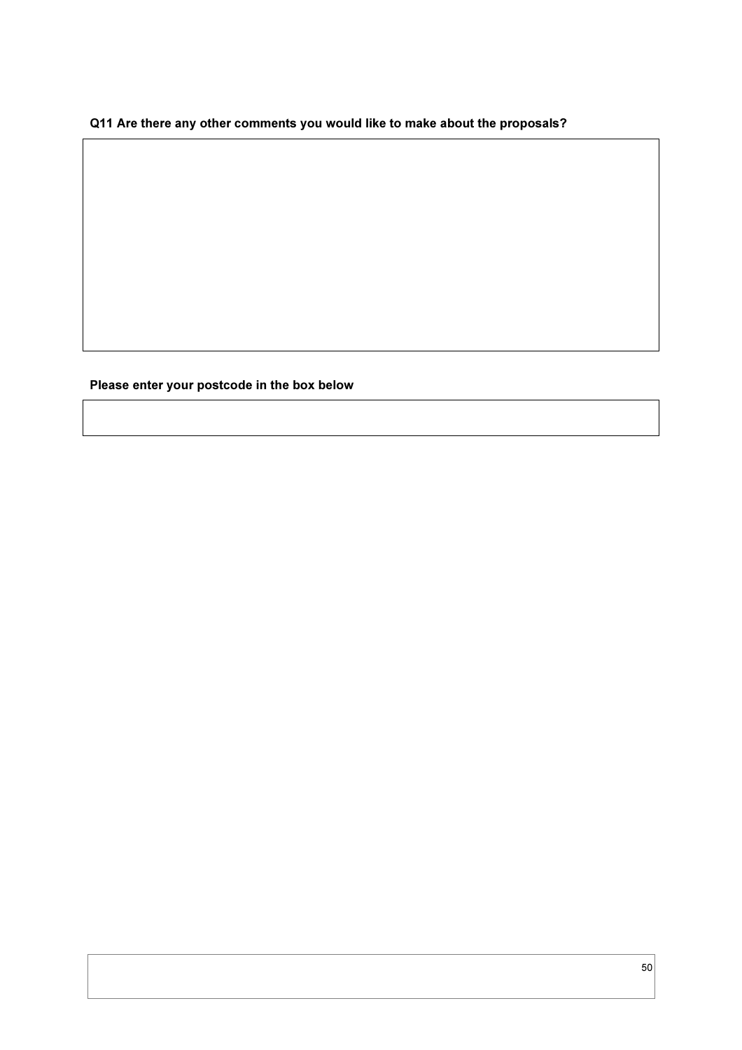**Q11 Are there any other comments you would like to make about the proposals?**

**Please enter your postcode in the box below**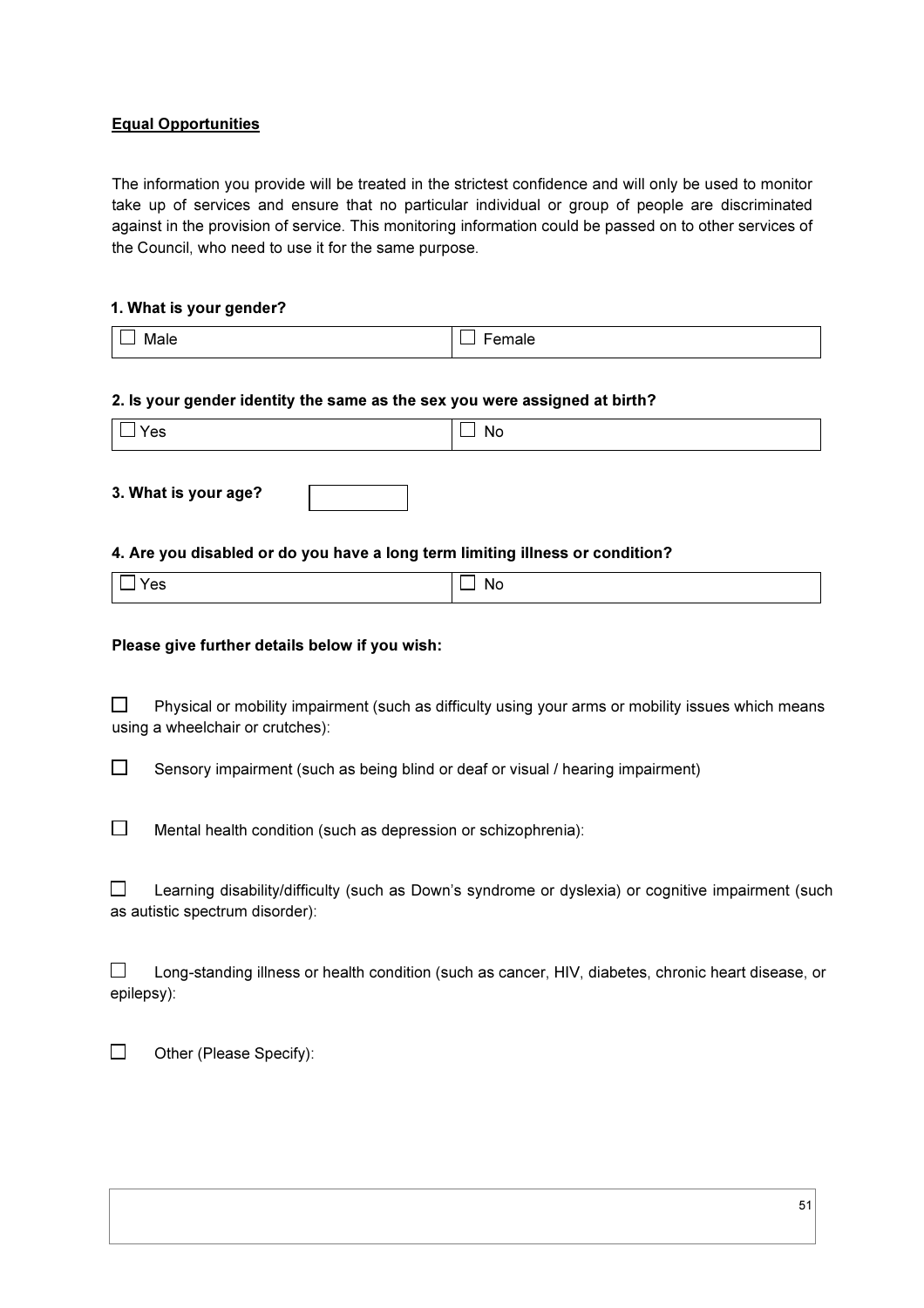**Equal Opportunities**

The information you provide will be treated in the strictest confidence and will only be used to monitor take up of services and ensure that no particular individual or group of people are discriminated against in the provision of service. This monitoring information could be passed on to other services of the Council, who need to use it for the same purpose.

**1. What is your gender?**

| ☐ Male | ☐ Female |
|---|---|

**2. Is your gender identity the same as the sex you were assigned at birth?**

| ☐ Yes | ☐ No |
|---|---|

**3. What is your age?**

**4. Are you disabled or do you have a long term limiting illness or condition?**

| ☐ Yes | ☐ No |
|---|---|

**Please give further details below if you wish:**

☐ Physical or mobility impairment (such as difficulty using your arms or mobility issues which means using a wheelchair or crutches):

☐ Sensory impairment (such as being blind or deaf or visual / hearing impairment)

☐ Mental health condition (such as depression or schizophrenia):

☐ Learning disability/difficulty (such as Down's syndrome or dyslexia) or cognitive impairment (such as autistic spectrum disorder):

☐ Long-standing illness or health condition (such as cancer, HIV, diabetes, chronic heart disease, or epilepsy):

☐ Other (Please Specify):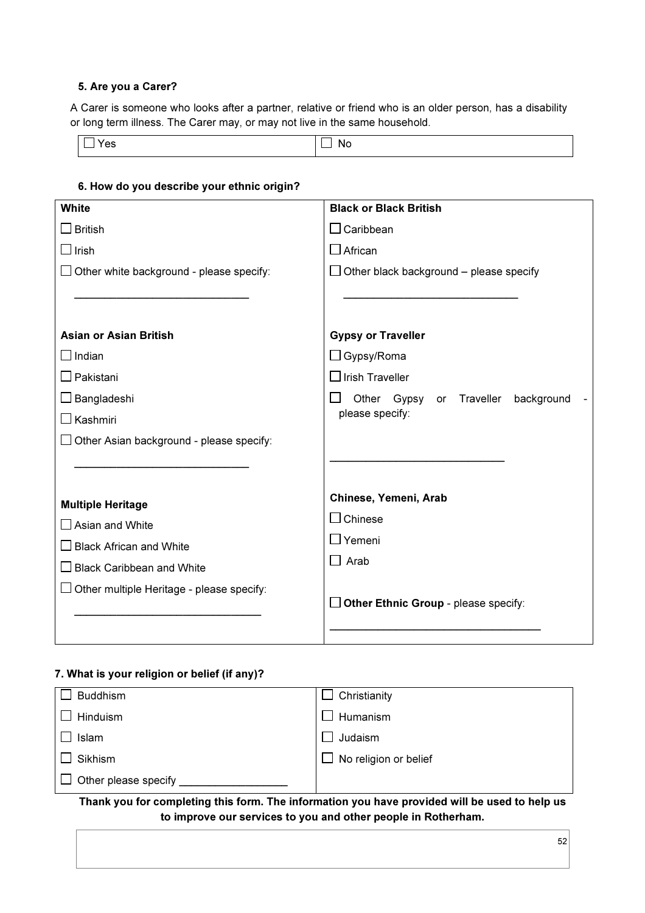**5. Are you a Carer?**

A Carer is someone who looks after a partner, relative or friend who is an older person, has a disability or long term illness. The Carer may, or may not live in the same household.

| ☐ Yes | ☐ No |
|---|---|

**6. How do you describe your ethnic origin?**

| **White** | **Black or Black British** |
|---|---|
| ☐ British | ☐ Caribbean |
| ☐ Irish | ☐ African |
| ☐ Other white background - please specify: ___________________________ | ☐ Other black background – please specify ___________________________ |
| **Asian or Asian British** | **Gypsy or Traveller** |
| ☐ Indian | ☐ Gypsy/Roma |
| ☐ Pakistani | ☐ Irish Traveller |
| ☐ Bangladeshi | ☐ Other Gypsy or Traveller background - please specify: ___________________________ |
| ☐ Kashmiri | |
| ☐ Other Asian background - please specify: ___________________________ | |
| **Multiple Heritage** | **Chinese, Yemeni, Arab** |
| ☐ Asian and White | ☐ Chinese |
| ☐ Black African and White | ☐ Yemeni |
| ☐ Black Caribbean and White | ☐ Arab |
| ☐ Other multiple Heritage - please specify: ___________________________ | ☐ **Other Ethnic Group** - please specify: ___________________________ |

**7. What is your religion or belief (if any)?**

| | |
|---|---|
| ☐ Buddhism | ☐ Christianity |
| ☐ Hinduism | ☐ Humanism |
| ☐ Islam | ☐ Judaism |
| ☐ Sikhism | ☐ No religion or belief |
| ☐ Other please specify _________________ | |

**Thank you for completing this form. The information you have provided will be used to help us to improve our services to you and other people in Rotherham.**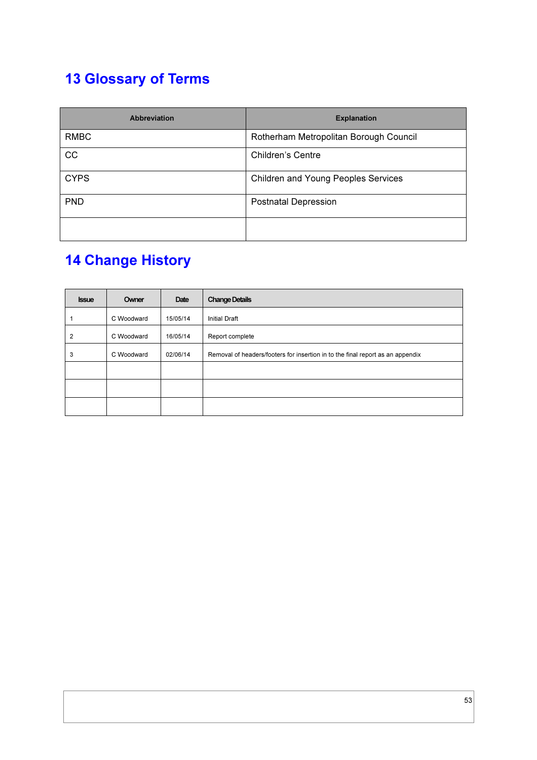# 13 Glossary of Terms

| Abbreviation | Explanation |
|---|---|
| RMBC | Rotherham Metropolitan Borough Council |
| CC | Children's Centre |
| CYPS | Children and Young Peoples Services |
| PND | Postnatal Depression |
| | |

# 14 Change History

| Issue | Owner | Date | Change Details |
|---|---|---|---|
| 1 | C Woodward | 15/05/14 | Initial Draft |
| 2 | C Woodward | 16/05/14 | Report complete |
| 3 | C Woodward | 02/06/14 | Removal of headers/footers for insertion in to the final report as an appendix |
| | | | |
| | | | |
| | | | |